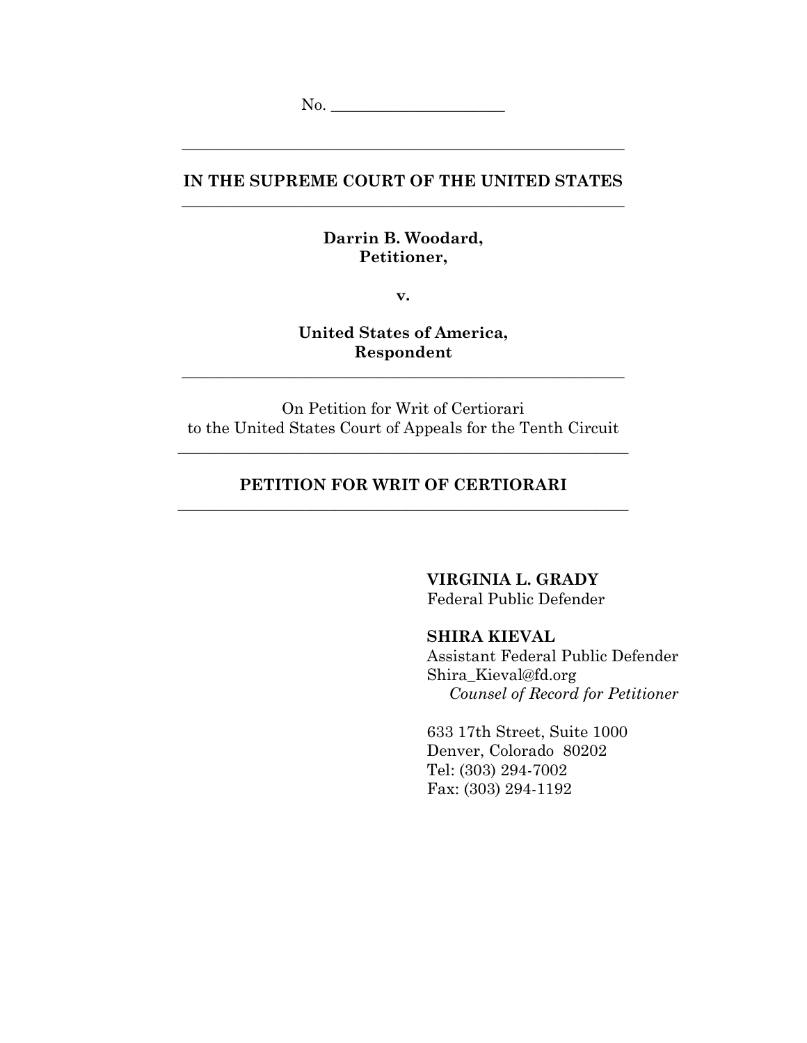No. ____________________

---

**IN THE SUPREME COURT OF THE UNITED STATES**

---

**Darrin B. Woodard,**
**Petitioner,**

**v.**

**United States of America,**
**Respondent**

---

On Petition for Writ of Certiorari
to the United States Court of Appeals for the Tenth Circuit

---

## PETITION FOR WRIT OF CERTIORARI

---

**VIRGINIA L. GRADY**
Federal Public Defender

**SHIRA KIEVAL**
Assistant Federal Public Defender
Shira_Kieval@fd.org
*Counsel of Record for Petitioner*

633 17th Street, Suite 1000
Denver, Colorado 80202
Tel: (303) 294-7002
Fax: (303) 294-1192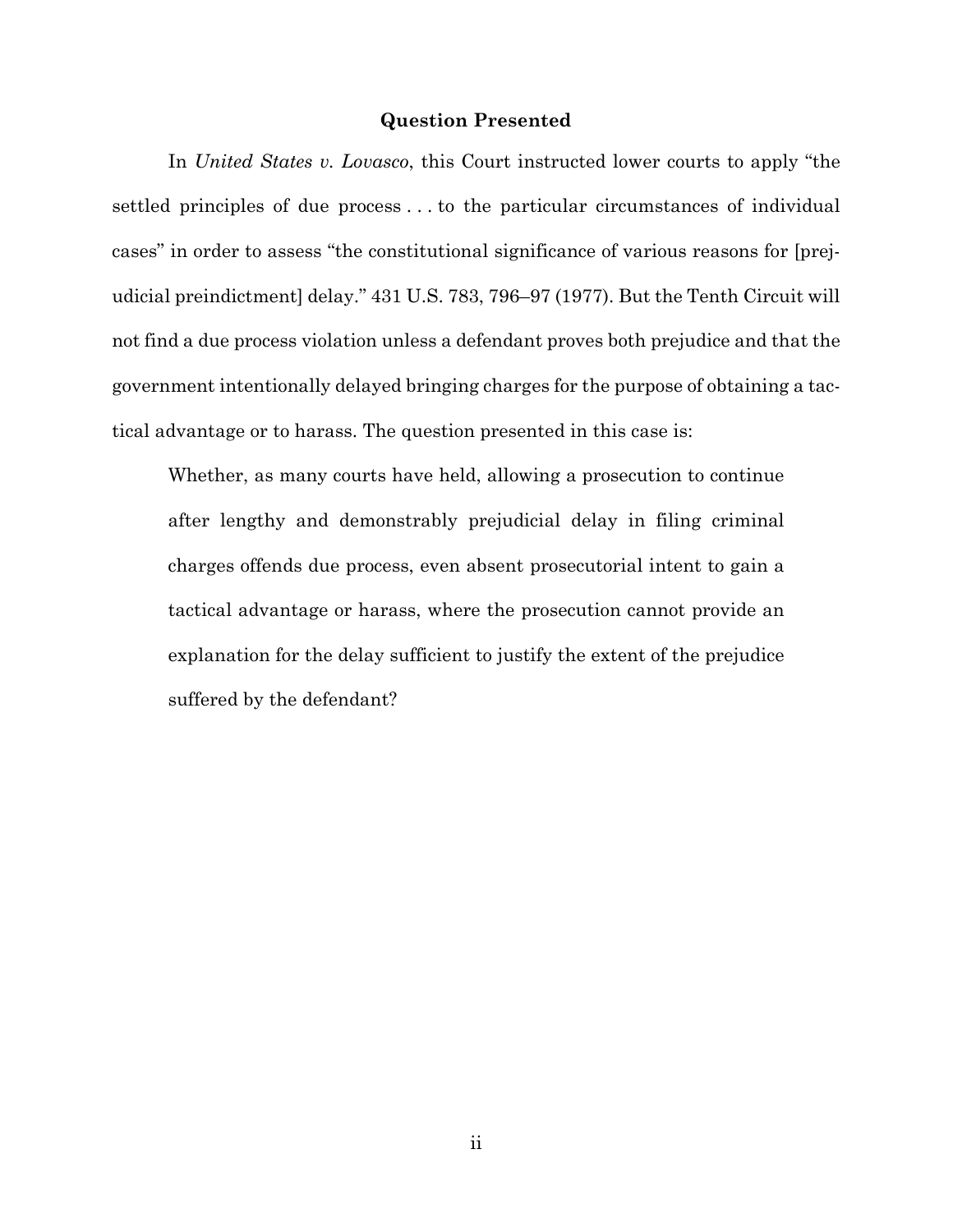## Question Presented

In *United States v. Lovasco*, this Court instructed lower courts to apply "the settled principles of due process . . . to the particular circumstances of individual cases" in order to assess "the constitutional significance of various reasons for [prejudicial preindictment] delay." 431 U.S. 783, 796–97 (1977). But the Tenth Circuit will not find a due process violation unless a defendant proves both prejudice and that the government intentionally delayed bringing charges for the purpose of obtaining a tactical advantage or to harass. The question presented in this case is:

> Whether, as many courts have held, allowing a prosecution to continue after lengthy and demonstrably prejudicial delay in filing criminal charges offends due process, even absent prosecutorial intent to gain a tactical advantage or harass, where the prosecution cannot provide an explanation for the delay sufficient to justify the extent of the prejudice suffered by the defendant?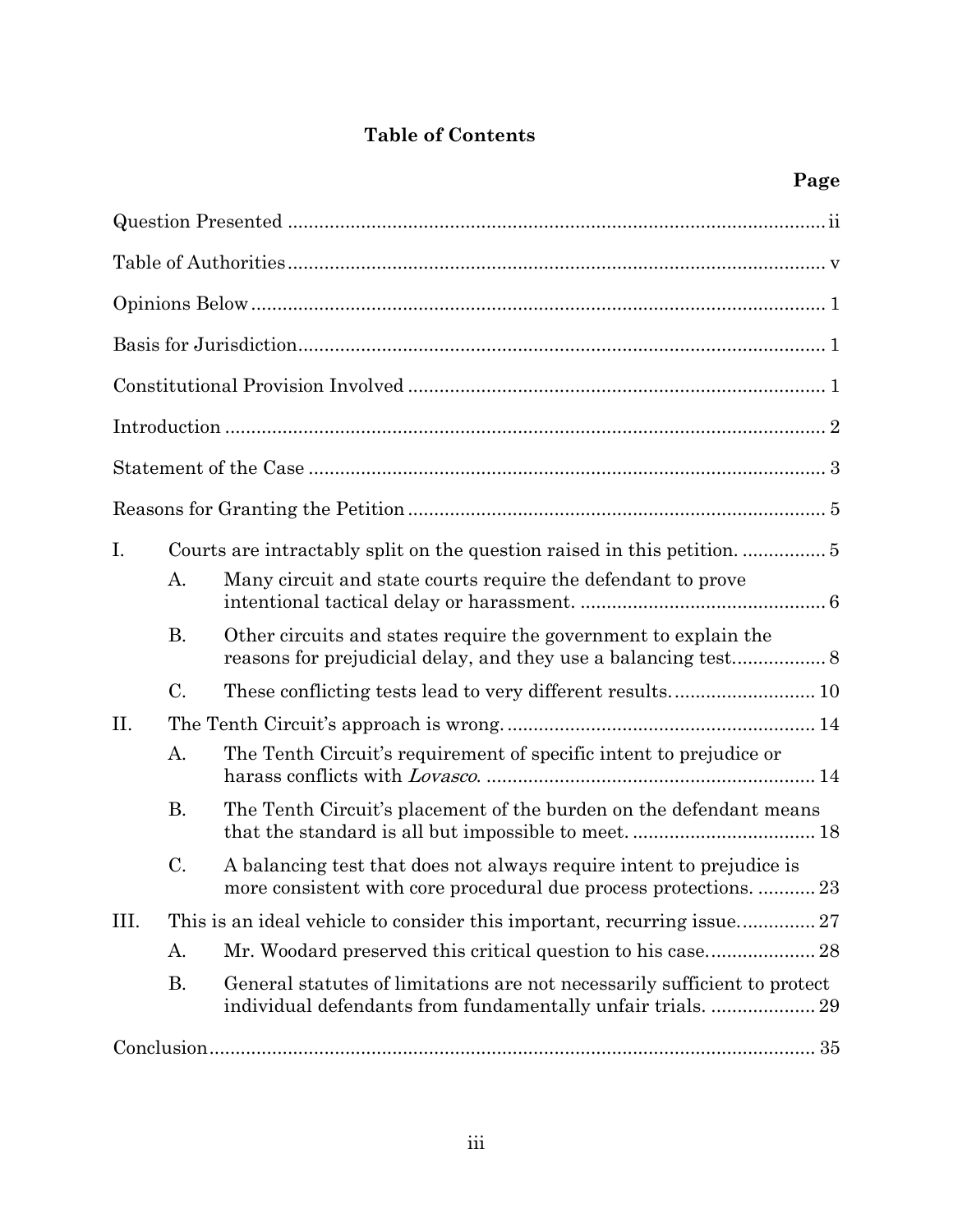**Table of Contents**

| | Page |
|---|---|
| Question Presented | ii |
| Table of Authorities | v |
| Opinions Below | 1 |
| Basis for Jurisdiction | 1 |
| Constitutional Provision Involved | 1 |
| Introduction | 2 |
| Statement of the Case | 3 |
| Reasons for Granting the Petition | 5 |
| I. Courts are intractably split on the question raised in this petition. | 5 |
| A. Many circuit and state courts require the defendant to prove intentional tactical delay or harassment. | 6 |
| B. Other circuits and states require the government to explain the reasons for prejudicial delay, and they use a balancing test. | 8 |
| C. These conflicting tests lead to very different results. | 10 |
| II. The Tenth Circuit's approach is wrong. | 14 |
| A. The Tenth Circuit's requirement of specific intent to prejudice or harass conflicts with *Lovasco*. | 14 |
| B. The Tenth Circuit's placement of the burden on the defendant means that the standard is all but impossible to meet. | 18 |
| C. A balancing test that does not always require intent to prejudice is more consistent with core procedural due process protections. | 23 |
| III. This is an ideal vehicle to consider this important, recurring issue. | 27 |
| A. Mr. Woodard preserved this critical question to his case. | 28 |
| B. General statutes of limitations are not necessarily sufficient to protect individual defendants from fundamentally unfair trials. | 29 |
| Conclusion | 35 |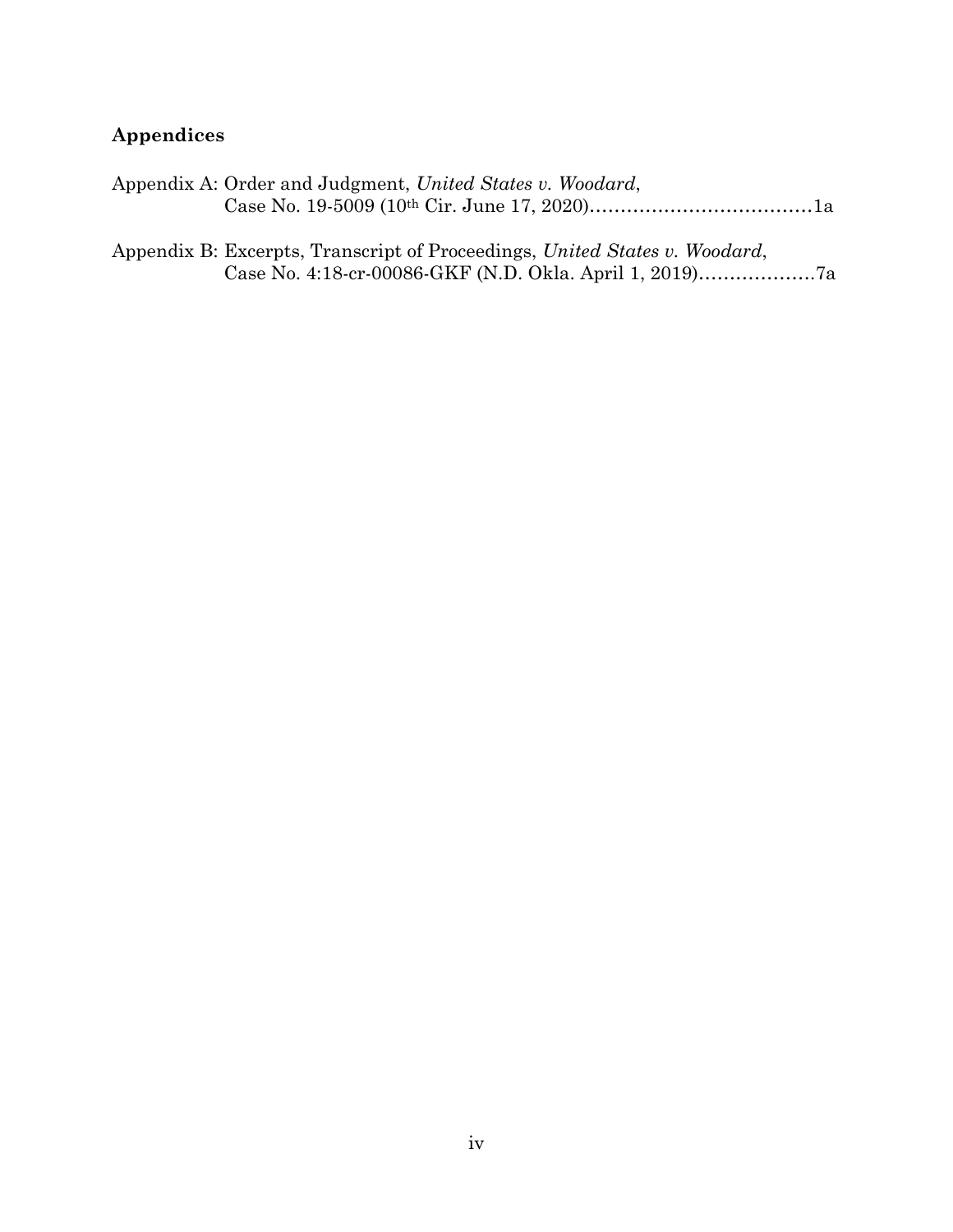## Appendices

Appendix A: Order and Judgment, *United States v. Woodard*,
Case No. 19-5009 (10th Cir. June 17, 2020)………………………………1a

Appendix B: Excerpts, Transcript of Proceedings, *United States v. Woodard*,
Case No. 4:18-cr-00086-GKF (N.D. Okla. April 1, 2019)……………….7a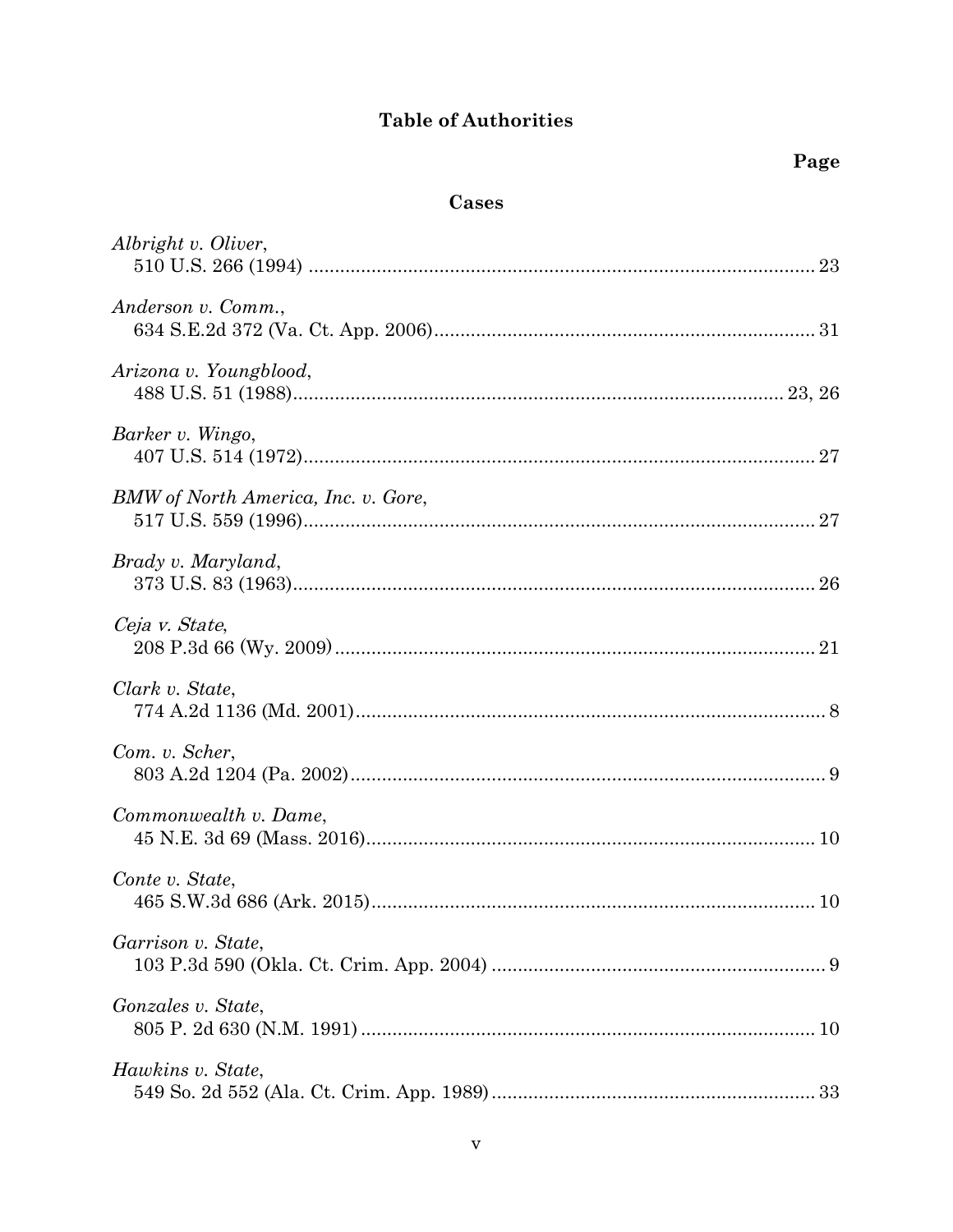# Table of Authorities

**Page**

## Cases

*Albright v. Oliver*,
510 U.S. 266 (1994) ................................................................................................ 23

*Anderson v. Comm.*,
634 S.E.2d 372 (Va. Ct. App. 2006)........................................................................ 31

*Arizona v. Youngblood*,
488 U.S. 51 (1988)............................................................................................. 23, 26

*Barker v. Wingo*,
407 U.S. 514 (1972)................................................................................................. 27

*BMW of North America, Inc. v. Gore*,
517 U.S. 559 (1996)................................................................................................. 27

*Brady v. Maryland*,
373 U.S. 83 (1963)................................................................................................... 26

*Ceja v. State*,
208 P.3d 66 (Wy. 2009)............................................................................................ 21

*Clark v. State*,
774 A.2d 1136 (Md. 2001).......................................................................................... 8

*Com. v. Scher*,
803 A.2d 1204 (Pa. 2002)........................................................................................... 9

*Commonwealth v. Dame*,
45 N.E. 3d 69 (Mass. 2016)...................................................................................... 10

*Conte v. State*,
465 S.W.3d 686 (Ark. 2015).................................................................................... 10

*Garrison v. State*,
103 P.3d 590 (Okla. Ct. Crim. App. 2004) ............................................................... 9

*Gonzales v. State*,
805 P. 2d 630 (N.M. 1991) ....................................................................................... 10

*Hawkins v. State*,
549 So. 2d 552 (Ala. Ct. Crim. App. 1989) ............................................................. 33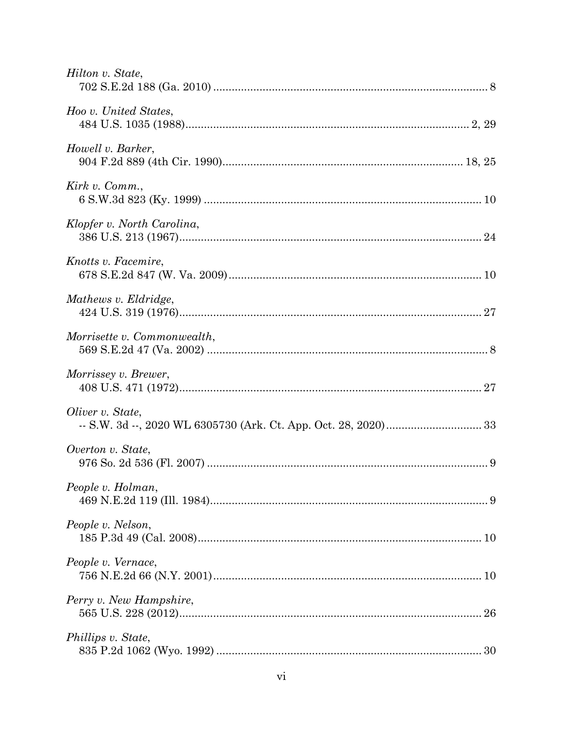*Hilton v. State*,
702 S.E.2d 188 (Ga. 2010) ........................................................................................ 8

*Hoo v. United States*,
484 U.S. 1035 (1988)........................................................................................... 2, 29

*Howell v. Barker*,
904 F.2d 889 (4th Cir. 1990)............................................................................ 18, 25

*Kirk v. Comm.*,
6 S.W.3d 823 (Ky. 1999) ......................................................................................... 10

*Klopfer v. North Carolina*,
386 U.S. 213 (1967)................................................................................................. 24

*Knotts v. Facemire*,
678 S.E.2d 847 (W. Va. 2009) ................................................................................. 10

*Mathews v. Eldridge*,
424 U.S. 319 (1976)................................................................................................. 27

*Morrisette v. Commonwealth*,
569 S.E.2d 47 (Va. 2002) ........................................................................................... 8

*Morrissey v. Brewer*,
408 U.S. 471 (1972)................................................................................................. 27

*Oliver v. State*,
-- S.W. 3d --, 2020 WL 6305730 (Ark. Ct. App. Oct. 28, 2020).............................. 33

*Overton v. State*,
976 So. 2d 536 (Fl. 2007) .......................................................................................... 9

*People v. Holman*,
469 N.E.2d 119 (Ill. 1984)......................................................................................... 9

*People v. Nelson*,
185 P.3d 49 (Cal. 2008)........................................................................................... 10

*People v. Vernace*,
756 N.E.2d 66 (N.Y. 2001)....................................................................................... 10

*Perry v. New Hampshire*,
565 U.S. 228 (2012)................................................................................................. 26

*Phillips v. State*,
835 P.2d 1062 (Wyo. 1992) ...................................................................................... 30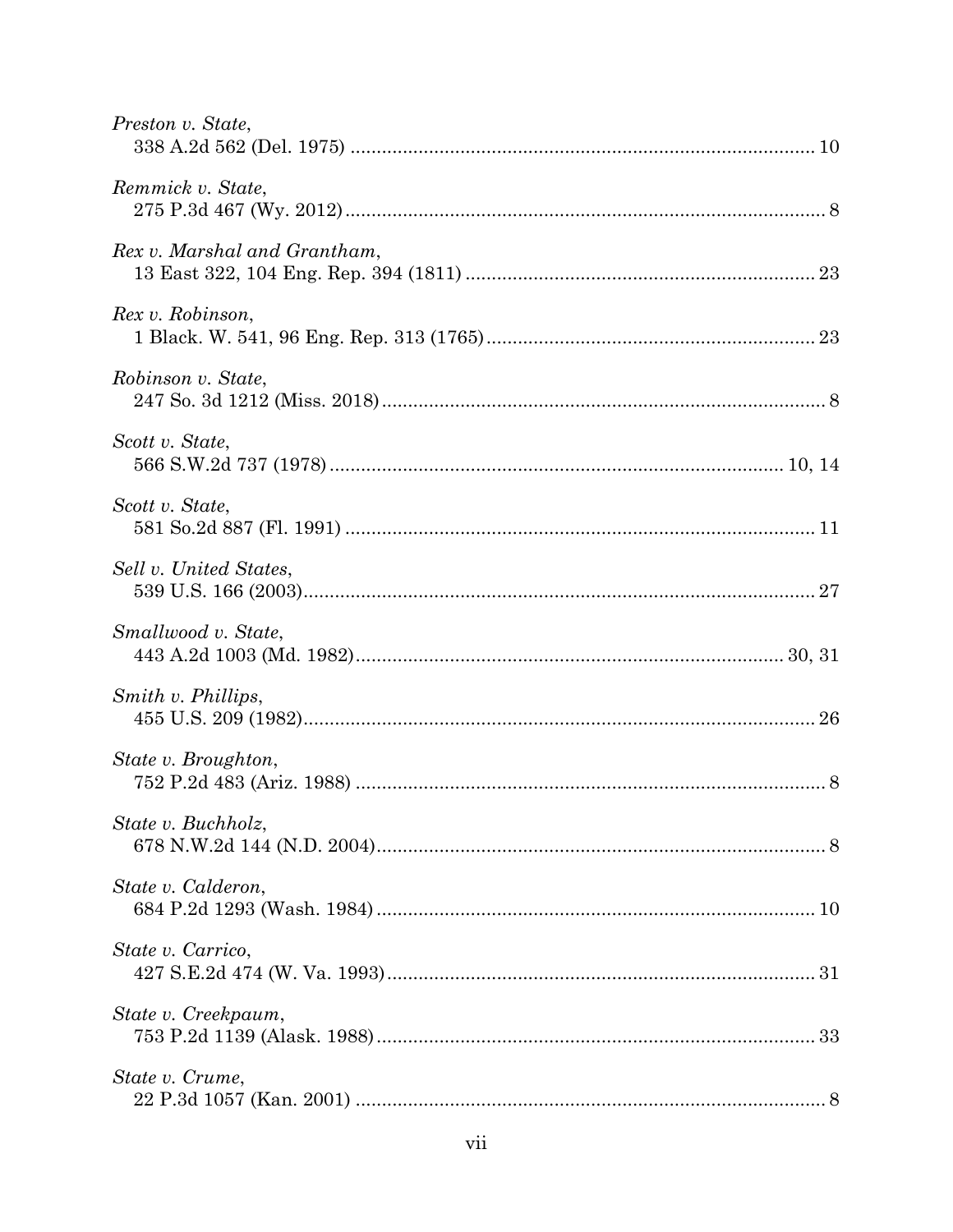*Preston v. State*,
338 A.2d 562 (Del. 1975) ........................................................................................ 10

*Remmick v. State*,
275 P.3d 467 (Wy. 2012) ........................................................................................... 8

*Rex v. Marshal and Grantham*,
13 East 322, 104 Eng. Rep. 394 (1811) .................................................................. 23

*Rex v. Robinson*,
1 Black. W. 541, 96 Eng. Rep. 313 (1765) .............................................................. 23

*Robinson v. State*,
247 So. 3d 1212 (Miss. 2018) .................................................................................... 8

*Scott v. State*,
566 S.W.2d 737 (1978) ....................................................................................... 10, 14

*Scott v. State*,
581 So.2d 887 (Fl. 1991) .......................................................................................... 11

*Sell v. United States*,
539 U.S. 166 (2003) ................................................................................................. 27

*Smallwood v. State*,
443 A.2d 1003 (Md. 1982) .................................................................................. 30, 31

*Smith v. Phillips*,
455 U.S. 209 (1982) ................................................................................................. 26

*State v. Broughton*,
752 P.2d 483 (Ariz. 1988) .......................................................................................... 8

*State v. Buchholz*,
678 N.W.2d 144 (N.D. 2004) ..................................................................................... 8

*State v. Calderon*,
684 P.2d 1293 (Wash. 1984) .................................................................................... 10

*State v. Carrico*,
427 S.E.2d 474 (W. Va. 1993) .................................................................................. 31

*State v. Creekpaum*,
753 P.2d 1139 (Alask. 1988) .................................................................................... 33

*State v. Crume*,
22 P.3d 1057 (Kan. 2001) .......................................................................................... 8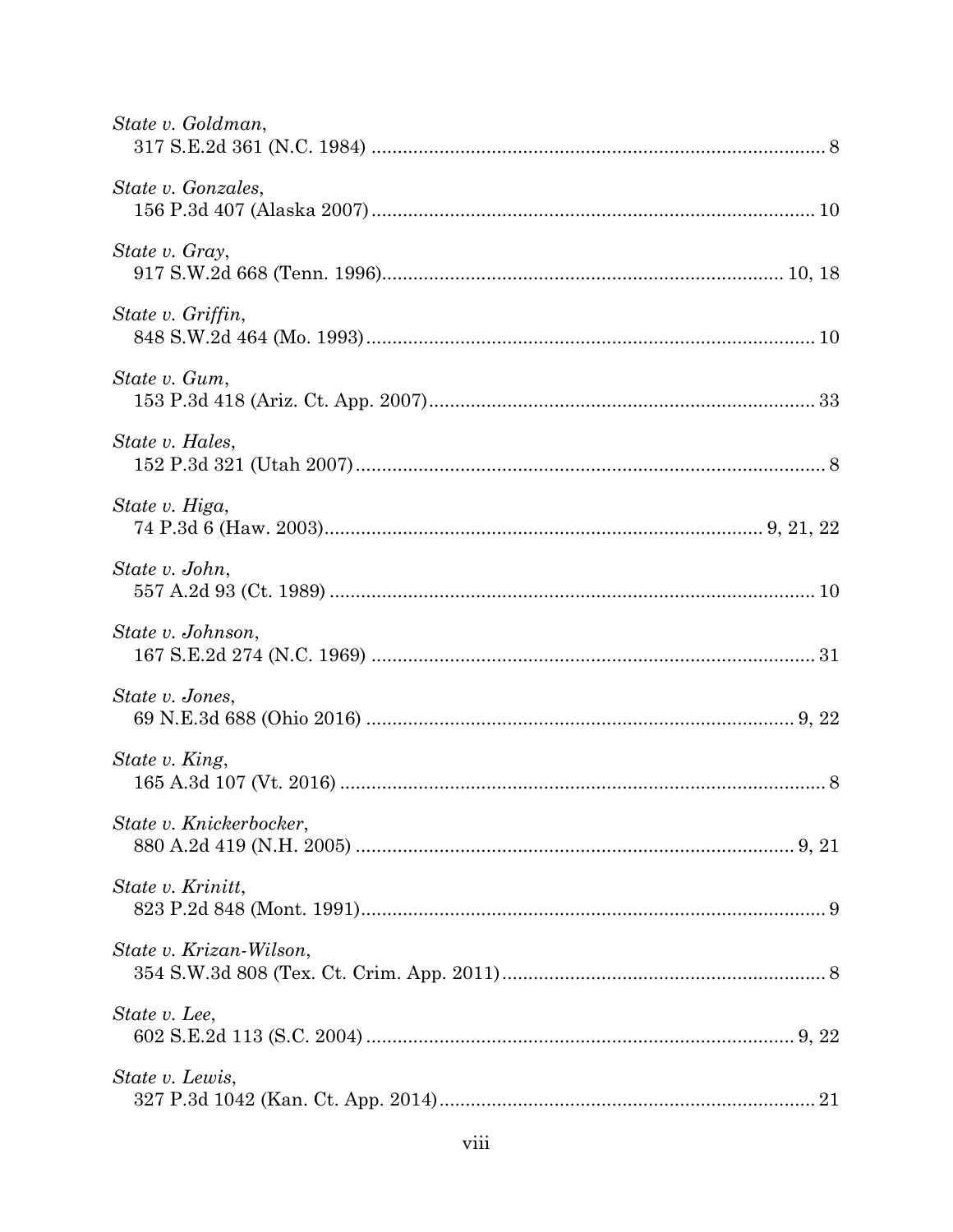*State v. Goldman*,
317 S.E.2d 361 (N.C. 1984) ........................................................................ 8

*State v. Gonzales*,
156 P.3d 407 (Alaska 2007) ........................................................................ 10

*State v. Gray*,
917 S.W.2d 668 (Tenn. 1996) ........................................................................ 10, 18

*State v. Griffin*,
848 S.W.2d 464 (Mo. 1993) ........................................................................ 10

*State v. Gum*,
153 P.3d 418 (Ariz. Ct. App. 2007) ........................................................................ 33

*State v. Hales*,
152 P.3d 321 (Utah 2007) ........................................................................ 8

*State v. Higa*,
74 P.3d 6 (Haw. 2003) ........................................................................ 9, 21, 22

*State v. John*,
557 A.2d 93 (Ct. 1989) ........................................................................ 10

*State v. Johnson*,
167 S.E.2d 274 (N.C. 1969) ........................................................................ 31

*State v. Jones*,
69 N.E.3d 688 (Ohio 2016) ........................................................................ 9, 22

*State v. King*,
165 A.3d 107 (Vt. 2016) ........................................................................ 8

*State v. Knickerbocker*,
880 A.2d 419 (N.H. 2005) ........................................................................ 9, 21

*State v. Krinitt*,
823 P.2d 848 (Mont. 1991) ........................................................................ 9

*State v. Krizan-Wilson*,
354 S.W.3d 808 (Tex. Ct. Crim. App. 2011) ........................................................................ 8

*State v. Lee*,
602 S.E.2d 113 (S.C. 2004) ........................................................................ 9, 22

*State v. Lewis*,
327 P.3d 1042 (Kan. Ct. App. 2014) ........................................................................ 21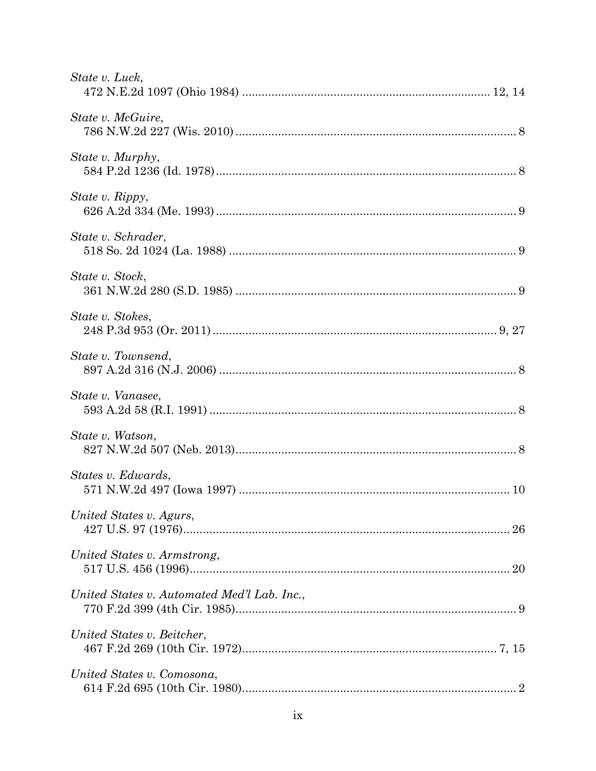*State v. Luck*,
472 N.E.2d 1097 (Ohio 1984) .......................................................................... 12, 14

*State v. McGuire*,
786 N.W.2d 227 (Wis. 2010) ..................................................................................... 8

*State v. Murphy*,
584 P.2d 1236 (Id. 1978) ........................................................................................... 8

*State v. Rippy*,
626 A.2d 334 (Me. 1993) ........................................................................................... 9

*State v. Schrader*,
518 So. 2d 1024 (La. 1988) ....................................................................................... 9

*State v. Stock*,
361 N.W.2d 280 (S.D. 1985) ..................................................................................... 9

*State v. Stokes*,
248 P.3d 953 (Or. 2011) ....................................................................................... 9, 27

*State v. Townsend*,
897 A.2d 316 (N.J. 2006) .......................................................................................... 8

*State v. Vanasee*,
593 A.2d 58 (R.I. 1991) ............................................................................................ 8

*State v. Watson*,
827 N.W.2d 507 (Neb. 2013) ..................................................................................... 8

*States v. Edwards*,
571 N.W.2d 497 (Iowa 1997) .................................................................................. 10

*United States v. Agurs*,
427 U.S. 97 (1976) .................................................................................................... 26

*United States v. Armstrong*,
517 U.S. 456 (1996) .................................................................................................. 20

*United States v. Automated Med'l Lab. Inc.*,
770 F.2d 399 (4th Cir. 1985) ...................................................................................... 9

*United States v. Beitcher*,
467 F.2d 269 (10th Cir. 1972) ............................................................................. 7, 15

*United States v. Comosona*,
614 F.2d 695 (10th Cir. 1980) ..................................................................................... 2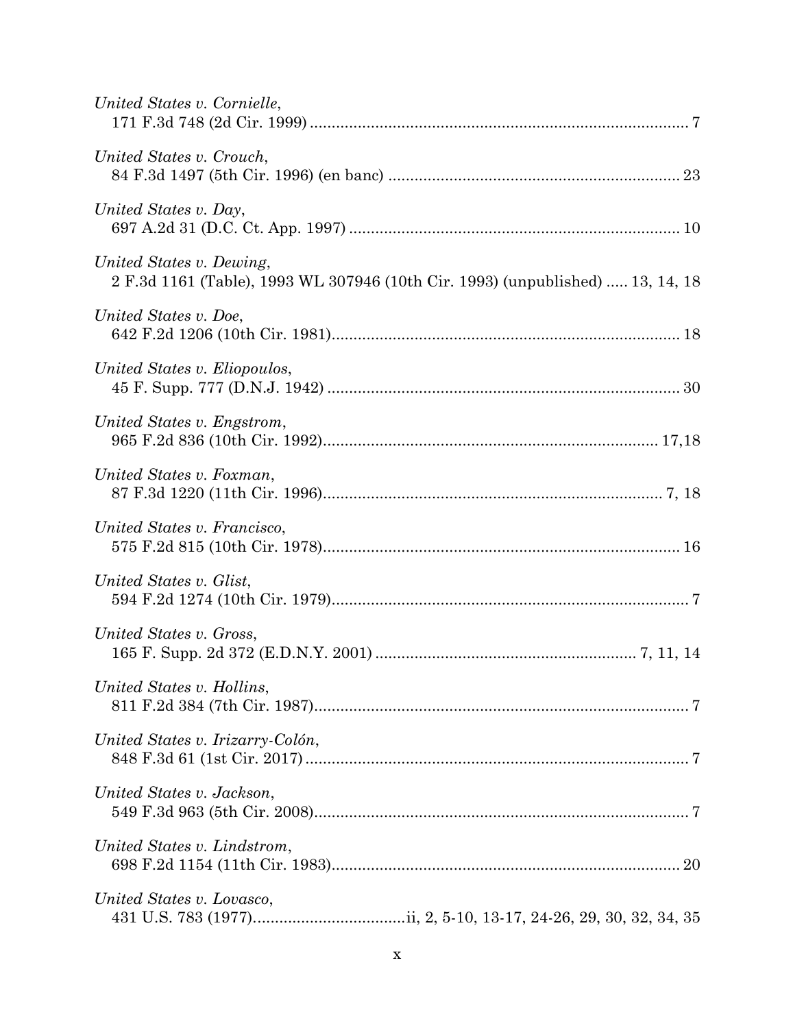*United States v. Cornielle*,
171 F.3d 748 (2d Cir. 1999) .......................................................................................... 7

*United States v. Crouch*,
84 F.3d 1497 (5th Cir. 1996) (en banc) .................................................................. 23

*United States v. Day*,
697 A.2d 31 (D.C. Ct. App. 1997) .......................................................................... 10

*United States v. Dewing*,
2 F.3d 1161 (Table), 1993 WL 307946 (10th Cir. 1993) (unpublished) ..... 13, 14, 18

*United States v. Doe*,
642 F.2d 1206 (10th Cir. 1981)............................................................................... 18

*United States v. Eliopoulos*,
45 F. Supp. 777 (D.N.J. 1942) ................................................................................ 30

*United States v. Engstrom*,
965 F.2d 836 (10th Cir. 1992)............................................................................ 17,18

*United States v. Foxman*,
87 F.3d 1220 (11th Cir. 1996)............................................................................. 7, 18

*United States v. Francisco*,
575 F.2d 815 (10th Cir. 1978)................................................................................. 16

*United States v. Glist*,
594 F.2d 1274 (10th Cir. 1979).................................................................................. 7

*United States v. Gross*,
165 F. Supp. 2d 372 (E.D.N.Y. 2001) .......................................................... 7, 11, 14

*United States v. Hollins*,
811 F.2d 384 (7th Cir. 1987)...................................................................................... 7

*United States v. Irizarry-Colón*,
848 F.3d 61 (1st Cir. 2017) ........................................................................................ 7

*United States v. Jackson*,
549 F.3d 963 (5th Cir. 2008)...................................................................................... 7

*United States v. Lindstrom*,
698 F.2d 1154 (11th Cir. 1983)................................................................................ 20

*United States v. Lovasco*,
431 U.S. 783 (1977)..................................ii, 2, 5-10, 13-17, 24-26, 29, 30, 32, 34, 35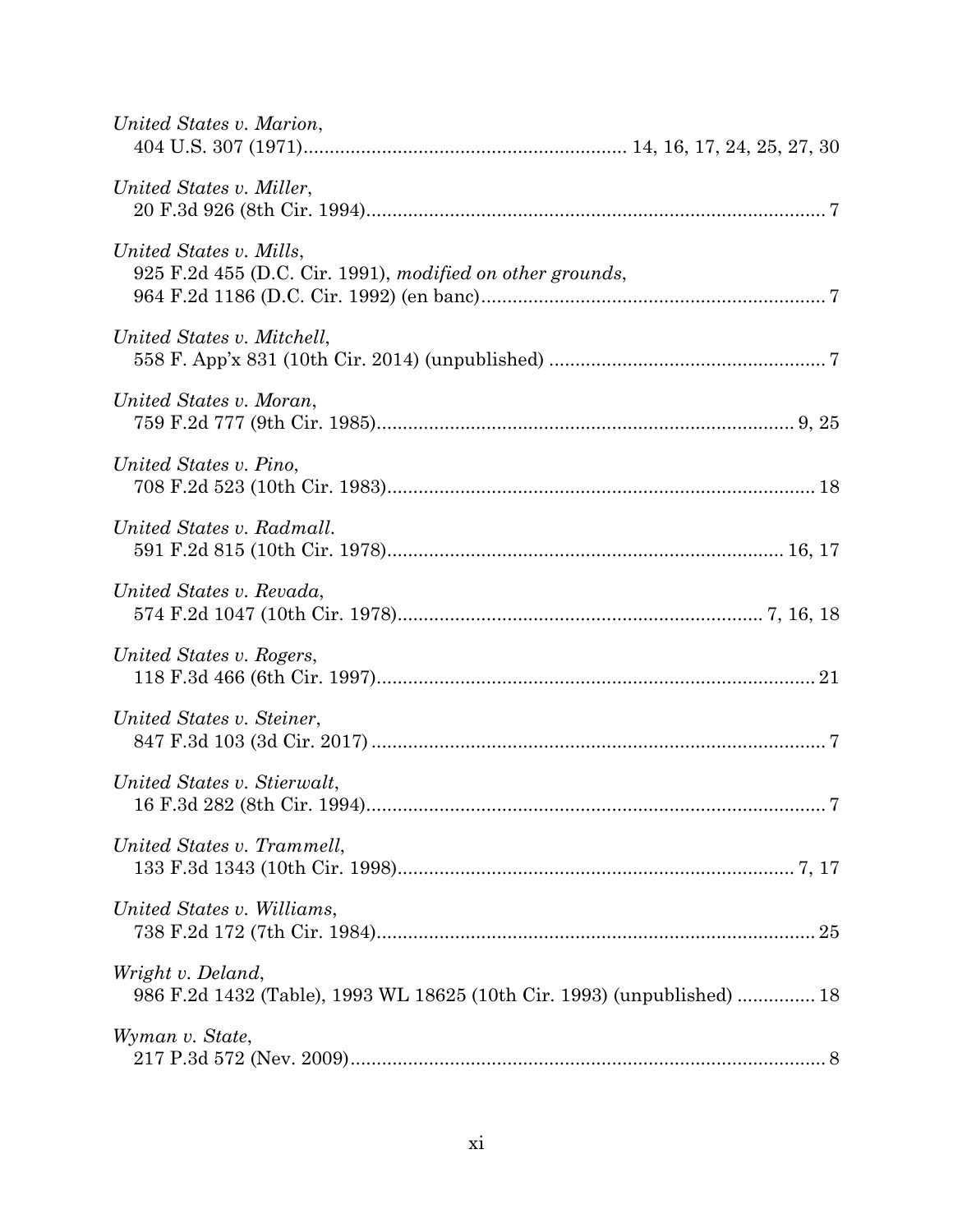*United States v. Marion*,
404 U.S. 307 (1971)............................................................ 14, 16, 17, 24, 25, 27, 30

*United States v. Miller*,
20 F.3d 926 (8th Cir. 1994)........................................................................................ 7

*United States v. Mills*,
925 F.2d 455 (D.C. Cir. 1991), *modified on other grounds*,
964 F.2d 1186 (D.C. Cir. 1992) (en banc)................................................................. 7

*United States v. Mitchell*,
558 F. App'x 831 (10th Cir. 2014) (unpublished) ..................................................... 7

*United States v. Moran*,
759 F.2d 777 (9th Cir. 1985)................................................................................ 9, 25

*United States v. Pino*,
708 F.2d 523 (10th Cir. 1983)................................................................................. 18

*United States v. Radmall*.
591 F.2d 815 (10th Cir. 1978)............................................................................ 16, 17

*United States v. Revada*,
574 F.2d 1047 (10th Cir. 1978).................................................................... 7, 16, 18

*United States v. Rogers*,
118 F.3d 466 (6th Cir. 1997)................................................................................... 21

*United States v. Steiner*,
847 F.3d 103 (3d Cir. 2017) ....................................................................................... 7

*United States v. Stierwalt*,
16 F.3d 282 (8th Cir. 1994)........................................................................................ 7

*United States v. Trammell*,
133 F.3d 1343 (10th Cir. 1998)............................................................................ 7, 17

*United States v. Williams*,
738 F.2d 172 (7th Cir. 1984)................................................................................... 25

*Wright v. Deland*,
986 F.2d 1432 (Table), 1993 WL 18625 (10th Cir. 1993) (unpublished) ............... 18

*Wyman v. State*,
217 P.3d 572 (Nev. 2009)........................................................................................... 8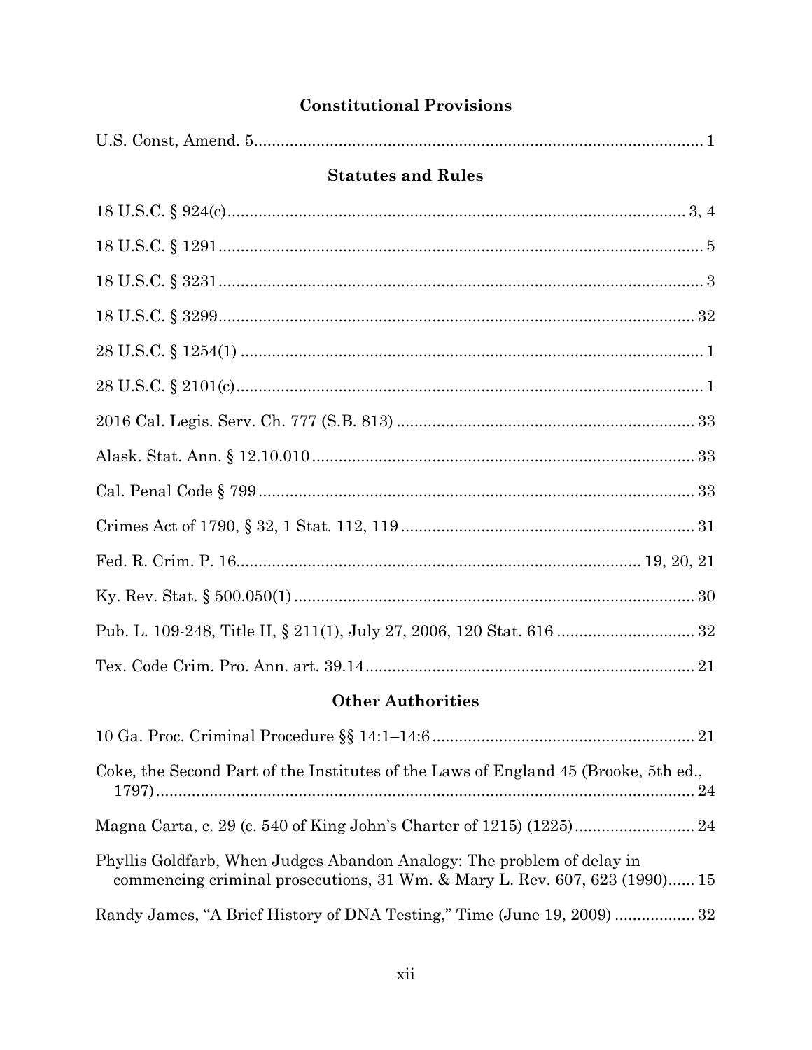## Constitutional Provisions

U.S. Const, Amend. 5 .................................................................................................... 1

## Statutes and Rules

18 U.S.C. § 924(c) ............................................................................................... 3, 4

18 U.S.C. § 1291 ...................................................................................................... 5

18 U.S.C. § 3231 ...................................................................................................... 3

18 U.S.C. § 3299 .................................................................................................... 32

28 U.S.C. § 1254(1) .................................................................................................. 1

28 U.S.C. § 2101(c) .................................................................................................. 1

2016 Cal. Legis. Serv. Ch. 777 (S.B. 813) ............................................................ 33

Alask. Stat. Ann. § 12.10.010 ................................................................................ 33

Cal. Penal Code § 799 ............................................................................................ 33

Crimes Act of 1790, § 32, 1 Stat. 112, 119 ........................................................... 31

Fed. R. Crim. P. 16 ................................................................................... 19, 20, 21

Ky. Rev. Stat. § 500.050(1) .................................................................................... 30

Pub. L. 109-248, Title II, § 211(1), July 27, 2006, 120 Stat. 616 ......................... 32

Tex. Code Crim. Pro. Ann. art. 39.14 .................................................................... 21

## Other Authorities

10 Ga. Proc. Criminal Procedure §§ 14:1–14:6 ..................................................... 21

Coke, the Second Part of the Institutes of the Laws of England 45 (Brooke, 5th ed., 1797) .................................................................................................................... 24

Magna Carta, c. 29 (c. 540 of King John's Charter of 1215) (1225) ...................... 24

Phyllis Goldfarb, When Judges Abandon Analogy: The problem of delay in commencing criminal prosecutions, 31 Wm. & Mary L. Rev. 607, 623 (1990) ...... 15

Randy James, "A Brief History of DNA Testing," Time (June 19, 2009) ................. 32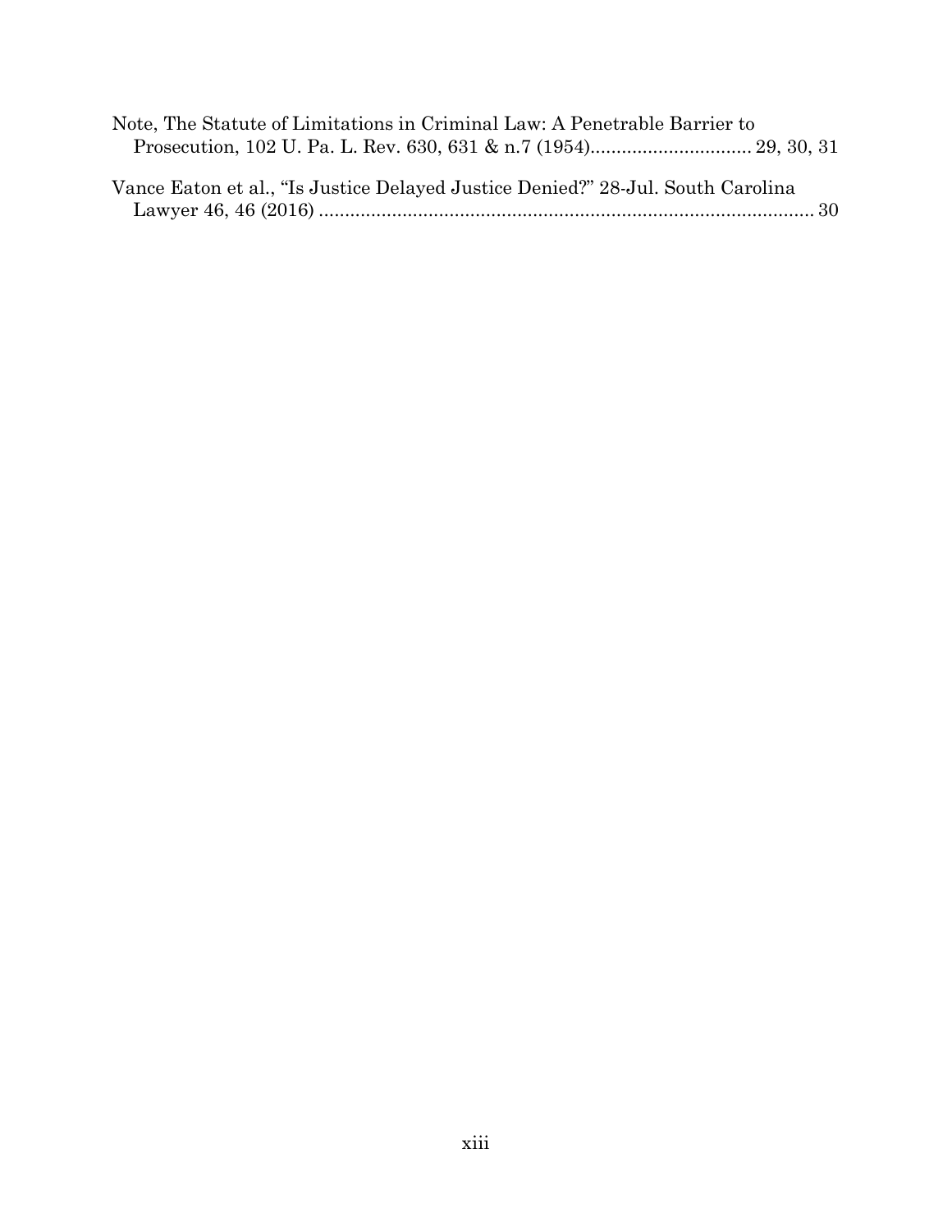Note, The Statute of Limitations in Criminal Law: A Penetrable Barrier to Prosecution, 102 U. Pa. L. Rev. 630, 631 & n.7 (1954)............................... 29, 30, 31

Vance Eaton et al., "Is Justice Delayed Justice Denied?" 28-Jul. South Carolina Lawyer 46, 46 (2016) ................................................................................................ 30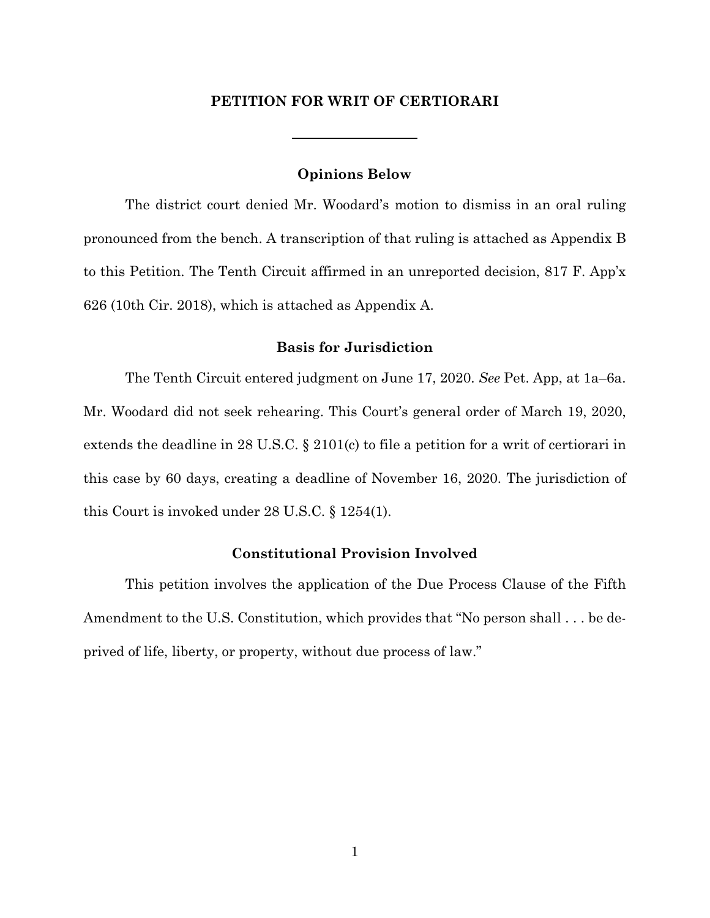## PETITION FOR WRIT OF CERTIORARI

---

### Opinions Below

The district court denied Mr. Woodard's motion to dismiss in an oral ruling pronounced from the bench. A transcription of that ruling is attached as Appendix B to this Petition. The Tenth Circuit affirmed in an unreported decision, 817 F. App'x 626 (10th Cir. 2018), which is attached as Appendix A.

### Basis for Jurisdiction

The Tenth Circuit entered judgment on June 17, 2020. *See* Pet. App, at 1a–6a. Mr. Woodard did not seek rehearing. This Court's general order of March 19, 2020, extends the deadline in 28 U.S.C. § 2101(c) to file a petition for a writ of certiorari in this case by 60 days, creating a deadline of November 16, 2020. The jurisdiction of this Court is invoked under 28 U.S.C. § 1254(1).

### Constitutional Provision Involved

This petition involves the application of the Due Process Clause of the Fifth Amendment to the U.S. Constitution, which provides that "No person shall . . . be deprived of life, liberty, or property, without due process of law."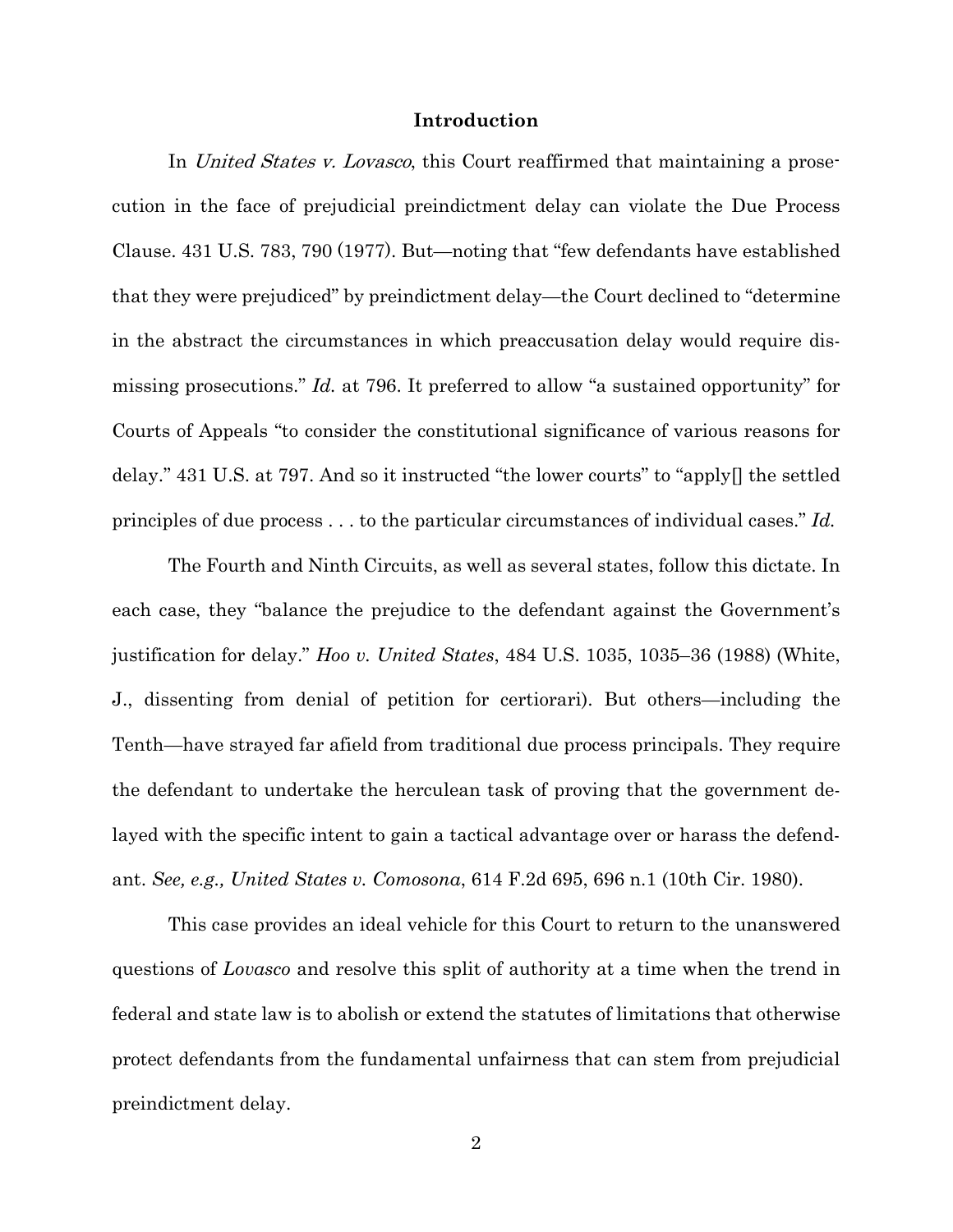## Introduction

In *United States v. Lovasco*, this Court reaffirmed that maintaining a prosecution in the face of prejudicial preindictment delay can violate the Due Process Clause. 431 U.S. 783, 790 (1977). But—noting that "few defendants have established that they were prejudiced" by preindictment delay—the Court declined to "determine in the abstract the circumstances in which preaccusation delay would require dismissing prosecutions." *Id.* at 796. It preferred to allow "a sustained opportunity" for Courts of Appeals "to consider the constitutional significance of various reasons for delay." 431 U.S. at 797. And so it instructed "the lower courts" to "apply[] the settled principles of due process . . . to the particular circumstances of individual cases." *Id.*

The Fourth and Ninth Circuits, as well as several states, follow this dictate. In each case, they "balance the prejudice to the defendant against the Government's justification for delay." *Hoo v. United States*, 484 U.S. 1035, 1035–36 (1988) (White, J., dissenting from denial of petition for certiorari). But others—including the Tenth—have strayed far afield from traditional due process principals. They require the defendant to undertake the herculean task of proving that the government delayed with the specific intent to gain a tactical advantage over or harass the defendant. *See, e.g., United States v. Comosona*, 614 F.2d 695, 696 n.1 (10th Cir. 1980).

This case provides an ideal vehicle for this Court to return to the unanswered questions of *Lovasco* and resolve this split of authority at a time when the trend in federal and state law is to abolish or extend the statutes of limitations that otherwise protect defendants from the fundamental unfairness that can stem from prejudicial preindictment delay.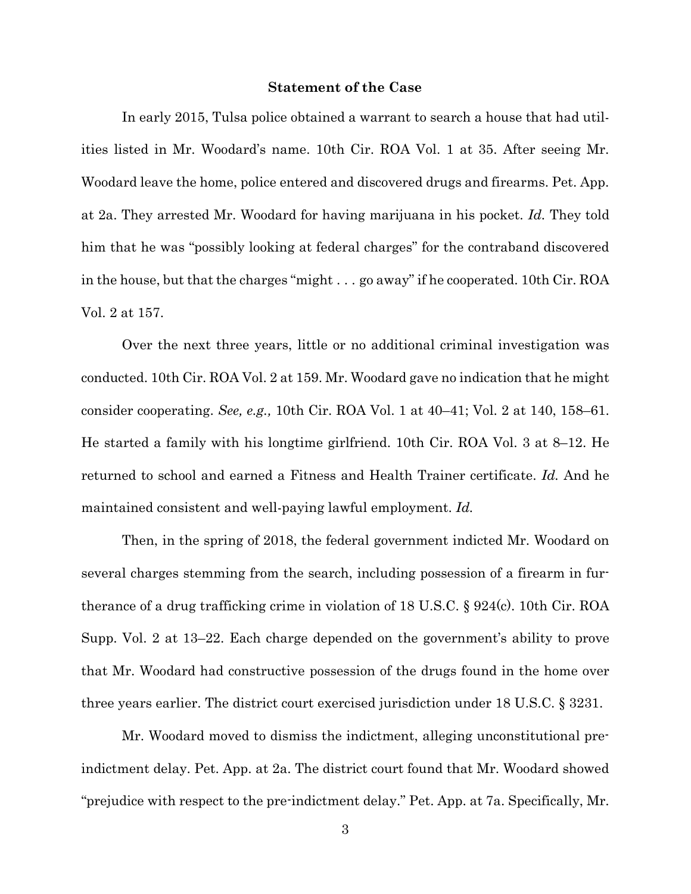## Statement of the Case

In early 2015, Tulsa police obtained a warrant to search a house that had utilities listed in Mr. Woodard's name. 10th Cir. ROA Vol. 1 at 35. After seeing Mr. Woodard leave the home, police entered and discovered drugs and firearms. Pet. App. at 2a. They arrested Mr. Woodard for having marijuana in his pocket. *Id.* They told him that he was "possibly looking at federal charges" for the contraband discovered in the house, but that the charges "might . . . go away" if he cooperated. 10th Cir. ROA Vol. 2 at 157.

Over the next three years, little or no additional criminal investigation was conducted. 10th Cir. ROA Vol. 2 at 159. Mr. Woodard gave no indication that he might consider cooperating. *See, e.g.,* 10th Cir. ROA Vol. 1 at 40–41; Vol. 2 at 140, 158–61. He started a family with his longtime girlfriend. 10th Cir. ROA Vol. 3 at 8–12. He returned to school and earned a Fitness and Health Trainer certificate. *Id.* And he maintained consistent and well-paying lawful employment. *Id.*

Then, in the spring of 2018, the federal government indicted Mr. Woodard on several charges stemming from the search, including possession of a firearm in furtherance of a drug trafficking crime in violation of 18 U.S.C. § 924(c). 10th Cir. ROA Supp. Vol. 2 at 13–22. Each charge depended on the government's ability to prove that Mr. Woodard had constructive possession of the drugs found in the home over three years earlier. The district court exercised jurisdiction under 18 U.S.C. § 3231.

Mr. Woodard moved to dismiss the indictment, alleging unconstitutional pre-indictment delay. Pet. App. at 2a. The district court found that Mr. Woodard showed "prejudice with respect to the pre-indictment delay." Pet. App. at 7a. Specifically, Mr.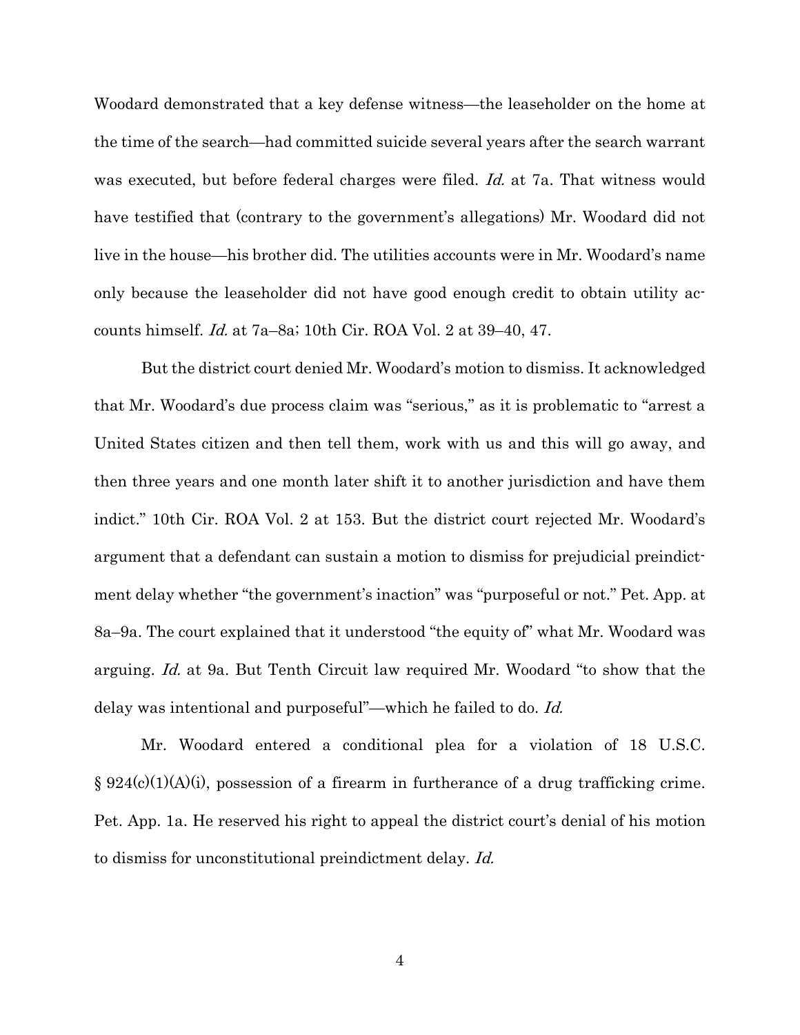Woodard demonstrated that a key defense witness—the leaseholder on the home at the time of the search—had committed suicide several years after the search warrant was executed, but before federal charges were filed. *Id.* at 7a. That witness would have testified that (contrary to the government's allegations) Mr. Woodard did not live in the house—his brother did. The utilities accounts were in Mr. Woodard's name only because the leaseholder did not have good enough credit to obtain utility accounts himself. *Id.* at 7a–8a; 10th Cir. ROA Vol. 2 at 39–40, 47.

But the district court denied Mr. Woodard's motion to dismiss. It acknowledged that Mr. Woodard's due process claim was "serious," as it is problematic to "arrest a United States citizen and then tell them, work with us and this will go away, and then three years and one month later shift it to another jurisdiction and have them indict." 10th Cir. ROA Vol. 2 at 153. But the district court rejected Mr. Woodard's argument that a defendant can sustain a motion to dismiss for prejudicial preindictment delay whether "the government's inaction" was "purposeful or not." Pet. App. at 8a–9a. The court explained that it understood "the equity of" what Mr. Woodard was arguing. *Id.* at 9a. But Tenth Circuit law required Mr. Woodard "to show that the delay was intentional and purposeful"—which he failed to do. *Id.*

Mr. Woodard entered a conditional plea for a violation of 18 U.S.C. § 924(c)(1)(A)(i), possession of a firearm in furtherance of a drug trafficking crime. Pet. App. 1a. He reserved his right to appeal the district court's denial of his motion to dismiss for unconstitutional preindictment delay. *Id.*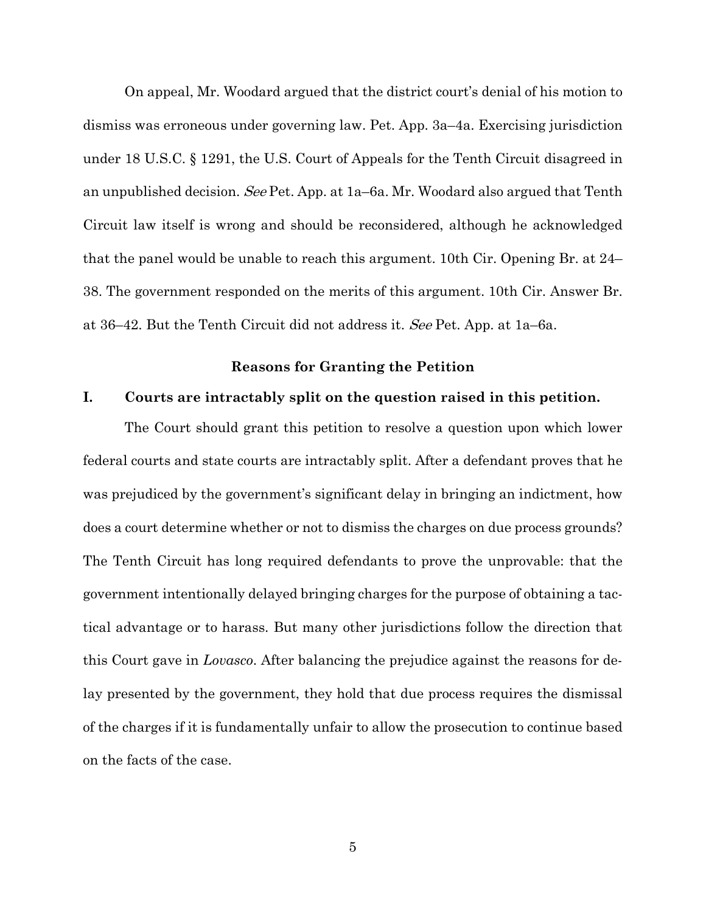On appeal, Mr. Woodard argued that the district court's denial of his motion to dismiss was erroneous under governing law. Pet. App. 3a–4a. Exercising jurisdiction under 18 U.S.C. § 1291, the U.S. Court of Appeals for the Tenth Circuit disagreed in an unpublished decision. *See* Pet. App. at 1a–6a. Mr. Woodard also argued that Tenth Circuit law itself is wrong and should be reconsidered, although he acknowledged that the panel would be unable to reach this argument. 10th Cir. Opening Br. at 24–38. The government responded on the merits of this argument. 10th Cir. Answer Br. at 36–42. But the Tenth Circuit did not address it. *See* Pet. App. at 1a–6a.

## Reasons for Granting the Petition

### I. Courts are intractably split on the question raised in this petition.

The Court should grant this petition to resolve a question upon which lower federal courts and state courts are intractably split. After a defendant proves that he was prejudiced by the government's significant delay in bringing an indictment, how does a court determine whether or not to dismiss the charges on due process grounds? The Tenth Circuit has long required defendants to prove the unprovable: that the government intentionally delayed bringing charges for the purpose of obtaining a tactical advantage or to harass. But many other jurisdictions follow the direction that this Court gave in *Lovasco*. After balancing the prejudice against the reasons for delay presented by the government, they hold that due process requires the dismissal of the charges if it is fundamentally unfair to allow the prosecution to continue based on the facts of the case.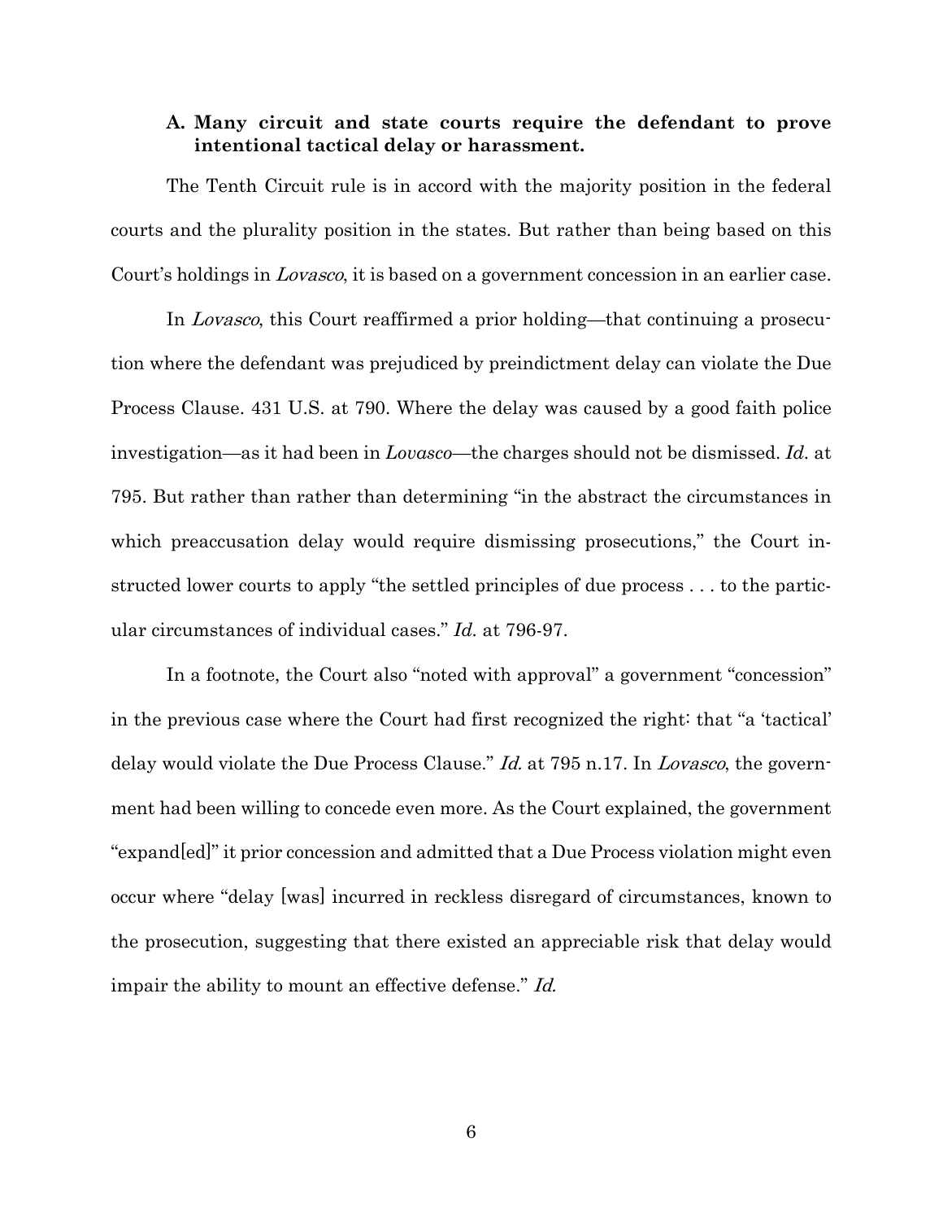### A. Many circuit and state courts require the defendant to prove intentional tactical delay or harassment.

The Tenth Circuit rule is in accord with the majority position in the federal courts and the plurality position in the states. But rather than being based on this Court's holdings in *Lovasco*, it is based on a government concession in an earlier case.

In *Lovasco*, this Court reaffirmed a prior holding—that continuing a prosecution where the defendant was prejudiced by preindictment delay can violate the Due Process Clause. 431 U.S. at 790. Where the delay was caused by a good faith police investigation—as it had been in *Lovasco*—the charges should not be dismissed. *Id.* at 795. But rather than rather than determining "in the abstract the circumstances in which preaccusation delay would require dismissing prosecutions," the Court instructed lower courts to apply "the settled principles of due process . . . to the particular circumstances of individual cases." *Id.* at 796-97.

In a footnote, the Court also "noted with approval" a government "concession" in the previous case where the Court had first recognized the right: that "a 'tactical' delay would violate the Due Process Clause." *Id.* at 795 n.17. In *Lovasco*, the government had been willing to concede even more. As the Court explained, the government "expand[ed]" it prior concession and admitted that a Due Process violation might even occur where "delay [was] incurred in reckless disregard of circumstances, known to the prosecution, suggesting that there existed an appreciable risk that delay would impair the ability to mount an effective defense." *Id.*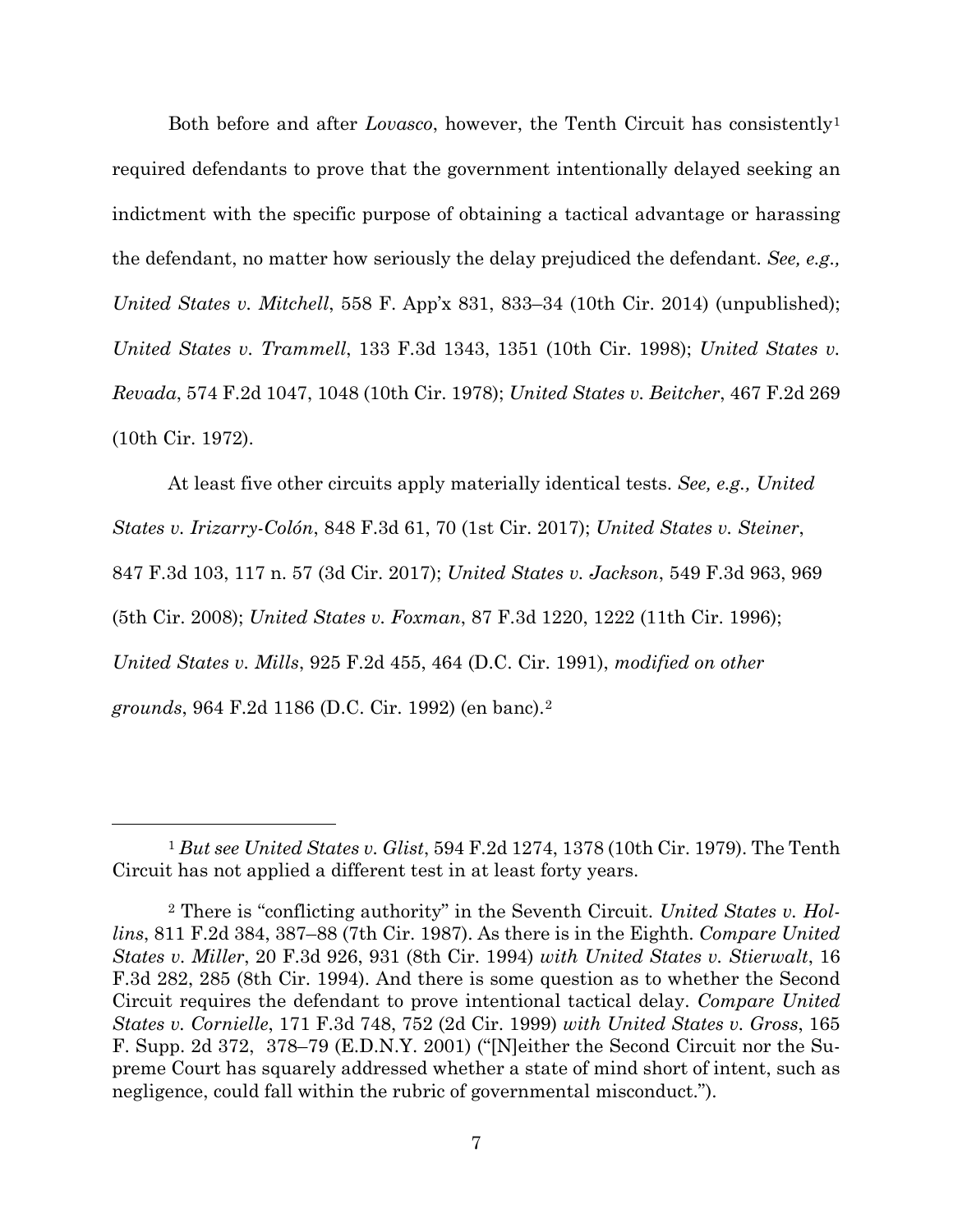Both before and after *Lovasco*, however, the Tenth Circuit has consistently[1] required defendants to prove that the government intentionally delayed seeking an indictment with the specific purpose of obtaining a tactical advantage or harassing the defendant, no matter how seriously the delay prejudiced the defendant. *See, e.g., United States v. Mitchell*, 558 F. App'x 831, 833–34 (10th Cir. 2014) (unpublished); *United States v. Trammell*, 133 F.3d 1343, 1351 (10th Cir. 1998); *United States v. Revada*, 574 F.2d 1047, 1048 (10th Cir. 1978); *United States v. Beitcher*, 467 F.2d 269 (10th Cir. 1972).

At least five other circuits apply materially identical tests. *See, e.g., United States v. Irizarry-Colón*, 848 F.3d 61, 70 (1st Cir. 2017); *United States v. Steiner*, 847 F.3d 103, 117 n. 57 (3d Cir. 2017); *United States v. Jackson*, 549 F.3d 963, 969 (5th Cir. 2008); *United States v. Foxman*, 87 F.3d 1220, 1222 (11th Cir. 1996); *United States v. Mills*, 925 F.2d 455, 464 (D.C. Cir. 1991), *modified on other grounds*, 964 F.2d 1186 (D.C. Cir. 1992) (en banc).[2]

---

[1] *But see United States v. Glist*, 594 F.2d 1274, 1378 (10th Cir. 1979). The Tenth Circuit has not applied a different test in at least forty years.

[2] There is "conflicting authority" in the Seventh Circuit. *United States v. Hollins*, 811 F.2d 384, 387–88 (7th Cir. 1987). As there is in the Eighth. *Compare United States v. Miller*, 20 F.3d 926, 931 (8th Cir. 1994) *with United States v. Stierwalt*, 16 F.3d 282, 285 (8th Cir. 1994). And there is some question as to whether the Second Circuit requires the defendant to prove intentional tactical delay. *Compare United States v. Cornielle*, 171 F.3d 748, 752 (2d Cir. 1999) *with United States v. Gross*, 165 F. Supp. 2d 372, 378–79 (E.D.N.Y. 2001) ("[N]either the Second Circuit nor the Supreme Court has squarely addressed whether a state of mind short of intent, such as negligence, could fall within the rubric of governmental misconduct.").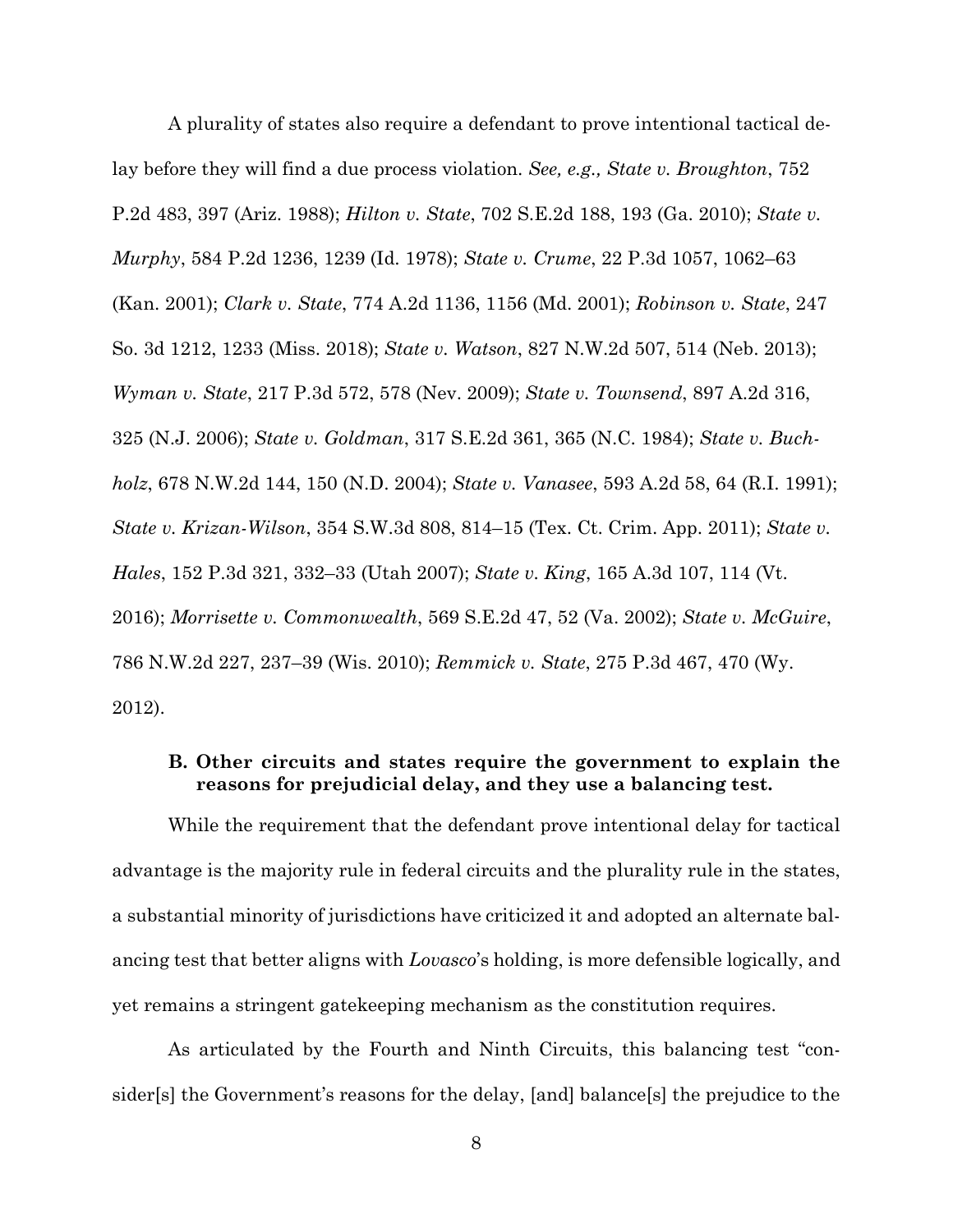A plurality of states also require a defendant to prove intentional tactical delay before they will find a due process violation. *See, e.g., State v. Broughton*, 752 P.2d 483, 397 (Ariz. 1988); *Hilton v. State*, 702 S.E.2d 188, 193 (Ga. 2010); *State v. Murphy*, 584 P.2d 1236, 1239 (Id. 1978); *State v. Crume*, 22 P.3d 1057, 1062–63 (Kan. 2001); *Clark v. State*, 774 A.2d 1136, 1156 (Md. 2001); *Robinson v. State*, 247 So. 3d 1212, 1233 (Miss. 2018); *State v. Watson*, 827 N.W.2d 507, 514 (Neb. 2013); *Wyman v. State*, 217 P.3d 572, 578 (Nev. 2009); *State v. Townsend*, 897 A.2d 316, 325 (N.J. 2006); *State v. Goldman*, 317 S.E.2d 361, 365 (N.C. 1984); *State v. Buchholz*, 678 N.W.2d 144, 150 (N.D. 2004); *State v. Vanasee*, 593 A.2d 58, 64 (R.I. 1991); *State v. Krizan-Wilson*, 354 S.W.3d 808, 814–15 (Tex. Ct. Crim. App. 2011); *State v. Hales*, 152 P.3d 321, 332–33 (Utah 2007); *State v. King*, 165 A.3d 107, 114 (Vt. 2016); *Morrisette v. Commonwealth*, 569 S.E.2d 47, 52 (Va. 2002); *State v. McGuire*, 786 N.W.2d 227, 237–39 (Wis. 2010); *Remmick v. State*, 275 P.3d 467, 470 (Wy. 2012).

### B. Other circuits and states require the government to explain the reasons for prejudicial delay, and they use a balancing test.

While the requirement that the defendant prove intentional delay for tactical advantage is the majority rule in federal circuits and the plurality rule in the states, a substantial minority of jurisdictions have criticized it and adopted an alternate balancing test that better aligns with *Lovasco*'s holding, is more defensible logically, and yet remains a stringent gatekeeping mechanism as the constitution requires.

As articulated by the Fourth and Ninth Circuits, this balancing test "consider[s] the Government's reasons for the delay, [and] balance[s] the prejudice to the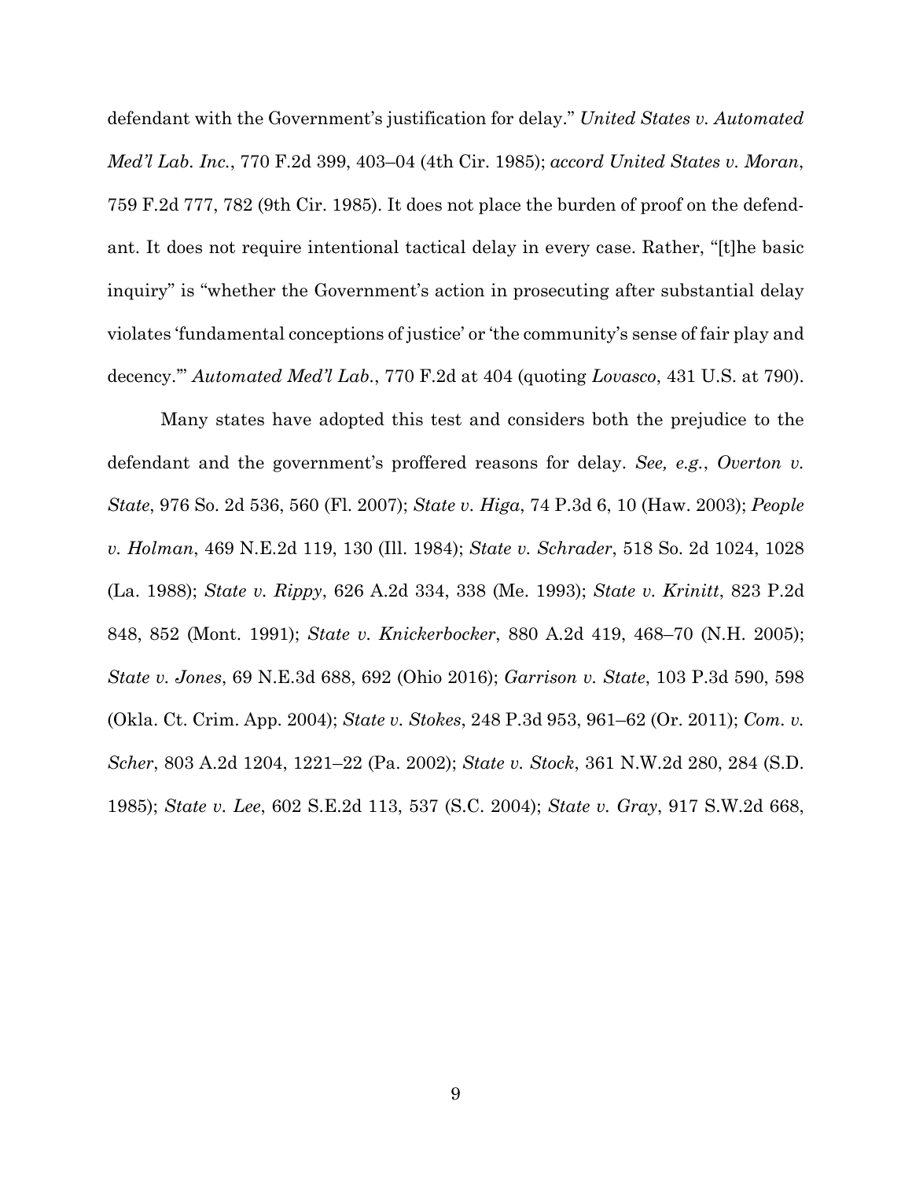defendant with the Government's justification for delay." *United States v. Automated Med'l Lab. Inc.*, 770 F.2d 399, 403–04 (4th Cir. 1985); *accord United States v. Moran*, 759 F.2d 777, 782 (9th Cir. 1985). It does not place the burden of proof on the defendant. It does not require intentional tactical delay in every case. Rather, "[t]he basic inquiry" is "whether the Government's action in prosecuting after substantial delay violates 'fundamental conceptions of justice' or 'the community's sense of fair play and decency.'" *Automated Med'l Lab.*, 770 F.2d at 404 (quoting *Lovasco*, 431 U.S. at 790).

Many states have adopted this test and considers both the prejudice to the defendant and the government's proffered reasons for delay. *See, e.g.*, *Overton v. State*, 976 So. 2d 536, 560 (Fl. 2007); *State v. Higa*, 74 P.3d 6, 10 (Haw. 2003); *People v. Holman*, 469 N.E.2d 119, 130 (Ill. 1984); *State v. Schrader*, 518 So. 2d 1024, 1028 (La. 1988); *State v. Rippy*, 626 A.2d 334, 338 (Me. 1993); *State v. Krinitt*, 823 P.2d 848, 852 (Mont. 1991); *State v. Knickerbocker*, 880 A.2d 419, 468–70 (N.H. 2005); *State v. Jones*, 69 N.E.3d 688, 692 (Ohio 2016); *Garrison v. State*, 103 P.3d 590, 598 (Okla. Ct. Crim. App. 2004); *State v. Stokes*, 248 P.3d 953, 961–62 (Or. 2011); *Com. v. Scher*, 803 A.2d 1204, 1221–22 (Pa. 2002); *State v. Stock*, 361 N.W.2d 280, 284 (S.D. 1985); *State v. Lee*, 602 S.E.2d 113, 537 (S.C. 2004); *State v. Gray*, 917 S.W.2d 668,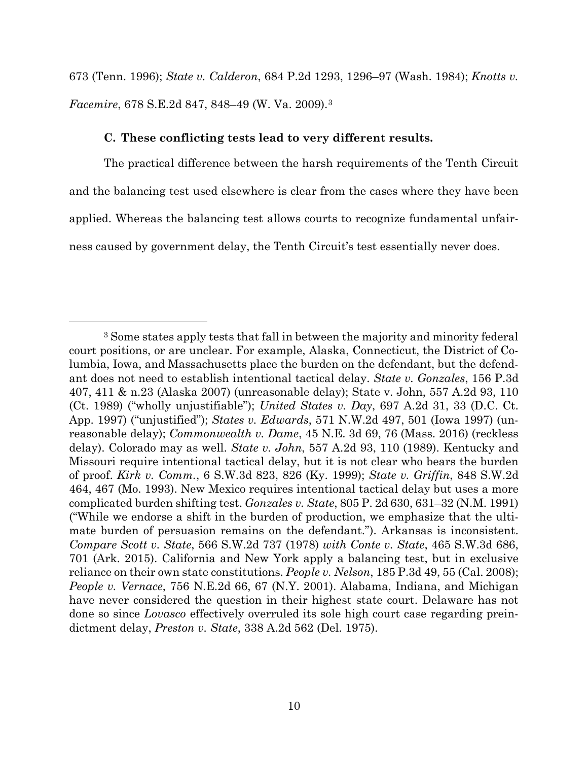673 (Tenn. 1996); *State v. Calderon*, 684 P.2d 1293, 1296–97 (Wash. 1984); *Knotts v. Facemire*, 678 S.E.2d 847, 848–49 (W. Va. 2009).[3]

### C. These conflicting tests lead to very different results.

The practical difference between the harsh requirements of the Tenth Circuit and the balancing test used elsewhere is clear from the cases where they have been applied. Whereas the balancing test allows courts to recognize fundamental unfairness caused by government delay, the Tenth Circuit's test essentially never does.

---

[3] Some states apply tests that fall in between the majority and minority federal court positions, or are unclear. For example, Alaska, Connecticut, the District of Columbia, Iowa, and Massachusetts place the burden on the defendant, but the defendant does not need to establish intentional tactical delay. *State v. Gonzales*, 156 P.3d 407, 411 & n.23 (Alaska 2007) (unreasonable delay); State v. John, 557 A.2d 93, 110 (Ct. 1989) ("wholly unjustifiable"); *United States v. Day*, 697 A.2d 31, 33 (D.C. Ct. App. 1997) ("unjustified"); *States v. Edwards*, 571 N.W.2d 497, 501 (Iowa 1997) (unreasonable delay); *Commonwealth v. Dame*, 45 N.E. 3d 69, 76 (Mass. 2016) (reckless delay). Colorado may as well. *State v. John*, 557 A.2d 93, 110 (1989). Kentucky and Missouri require intentional tactical delay, but it is not clear who bears the burden of proof. *Kirk v. Comm.*, 6 S.W.3d 823, 826 (Ky. 1999); *State v. Griffin*, 848 S.W.2d 464, 467 (Mo. 1993). New Mexico requires intentional tactical delay but uses a more complicated burden shifting test. *Gonzales v. State*, 805 P. 2d 630, 631–32 (N.M. 1991) ("While we endorse a shift in the burden of production, we emphasize that the ultimate burden of persuasion remains on the defendant."). Arkansas is inconsistent. *Compare Scott v. State*, 566 S.W.2d 737 (1978) *with Conte v. State*, 465 S.W.3d 686, 701 (Ark. 2015). California and New York apply a balancing test, but in exclusive reliance on their own state constitutions. *People v. Nelson*, 185 P.3d 49, 55 (Cal. 2008); *People v. Vernace*, 756 N.E.2d 66, 67 (N.Y. 2001). Alabama, Indiana, and Michigan have never considered the question in their highest state court. Delaware has not done so since *Lovasco* effectively overruled its sole high court case regarding preindictment delay, *Preston v. State*, 338 A.2d 562 (Del. 1975).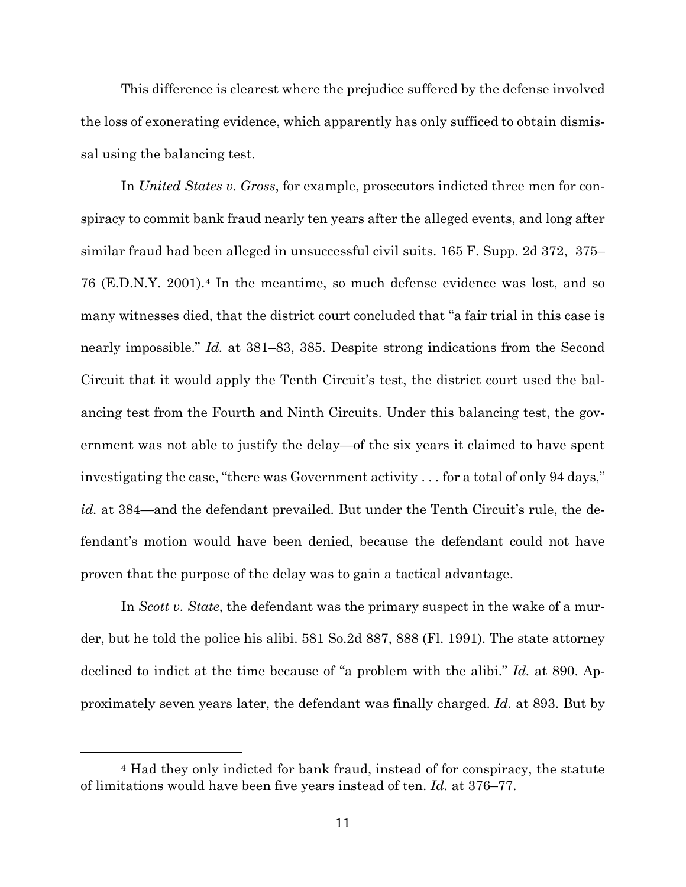This difference is clearest where the prejudice suffered by the defense involved the loss of exonerating evidence, which apparently has only sufficed to obtain dismissal using the balancing test.

In *United States v. Gross*, for example, prosecutors indicted three men for conspiracy to commit bank fraud nearly ten years after the alleged events, and long after similar fraud had been alleged in unsuccessful civil suits. 165 F. Supp. 2d 372, 375–76 (E.D.N.Y. 2001).[4] In the meantime, so much defense evidence was lost, and so many witnesses died, that the district court concluded that "a fair trial in this case is nearly impossible." *Id.* at 381–83, 385. Despite strong indications from the Second Circuit that it would apply the Tenth Circuit's test, the district court used the balancing test from the Fourth and Ninth Circuits. Under this balancing test, the government was not able to justify the delay—of the six years it claimed to have spent investigating the case, "there was Government activity . . . for a total of only 94 days," *id.* at 384—and the defendant prevailed. But under the Tenth Circuit's rule, the defendant's motion would have been denied, because the defendant could not have proven that the purpose of the delay was to gain a tactical advantage.

In *Scott v. State*, the defendant was the primary suspect in the wake of a murder, but he told the police his alibi. 581 So.2d 887, 888 (Fl. 1991). The state attorney declined to indict at the time because of "a problem with the alibi." *Id.* at 890. Approximately seven years later, the defendant was finally charged. *Id.* at 893. But by

---

[4] Had they only indicted for bank fraud, instead of for conspiracy, the statute of limitations would have been five years instead of ten. *Id.* at 376–77.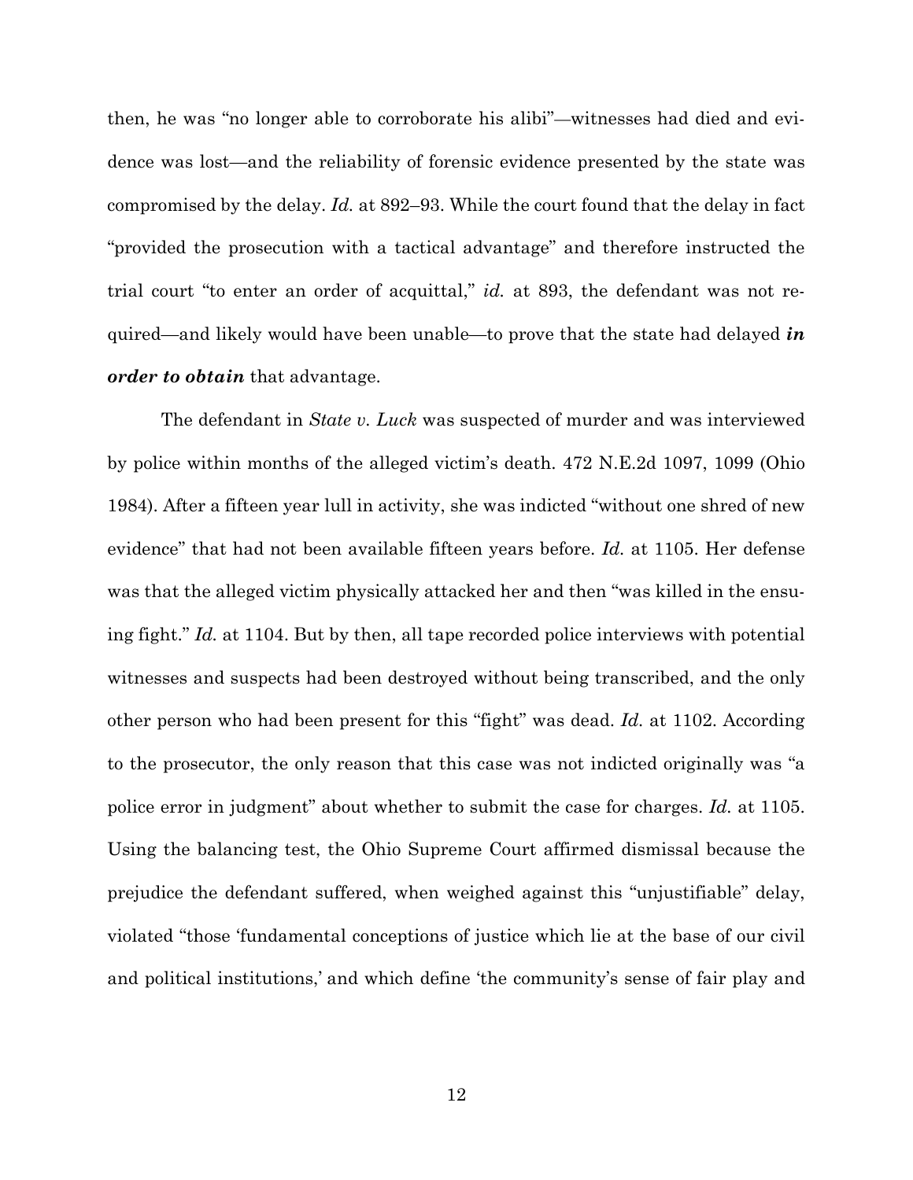then, he was "no longer able to corroborate his alibi"—witnesses had died and evidence was lost—and the reliability of forensic evidence presented by the state was compromised by the delay. *Id.* at 892–93. While the court found that the delay in fact "provided the prosecution with a tactical advantage" and therefore instructed the trial court "to enter an order of acquittal," *id.* at 893, the defendant was not required—and likely would have been unable—to prove that the state had delayed ***in order to obtain*** that advantage.

The defendant in *State v. Luck* was suspected of murder and was interviewed by police within months of the alleged victim's death. 472 N.E.2d 1097, 1099 (Ohio 1984). After a fifteen year lull in activity, she was indicted "without one shred of new evidence" that had not been available fifteen years before. *Id.* at 1105. Her defense was that the alleged victim physically attacked her and then "was killed in the ensuing fight." *Id.* at 1104. But by then, all tape recorded police interviews with potential witnesses and suspects had been destroyed without being transcribed, and the only other person who had been present for this "fight" was dead. *Id.* at 1102. According to the prosecutor, the only reason that this case was not indicted originally was "a police error in judgment" about whether to submit the case for charges. *Id.* at 1105. Using the balancing test, the Ohio Supreme Court affirmed dismissal because the prejudice the defendant suffered, when weighed against this "unjustifiable" delay, violated "those 'fundamental conceptions of justice which lie at the base of our civil and political institutions,' and which define 'the community's sense of fair play and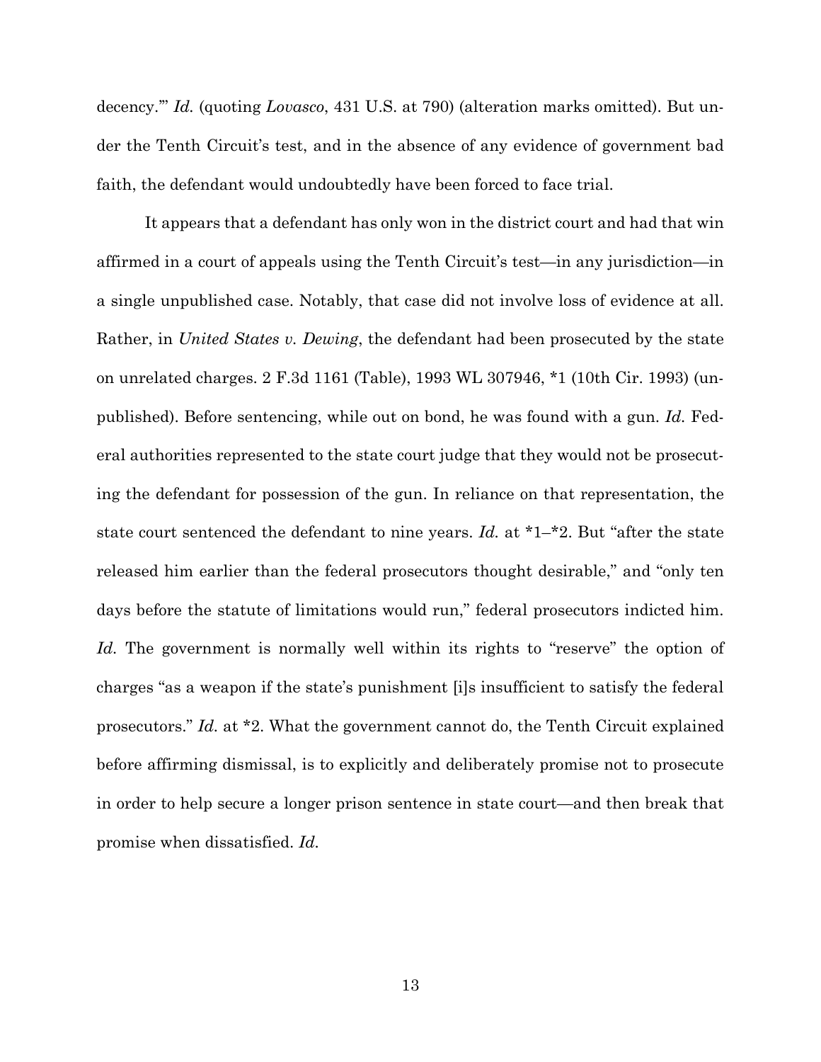decency.'" *Id.* (quoting *Lovasco*, 431 U.S. at 790) (alteration marks omitted). But under the Tenth Circuit's test, and in the absence of any evidence of government bad faith, the defendant would undoubtedly have been forced to face trial.

It appears that a defendant has only won in the district court and had that win affirmed in a court of appeals using the Tenth Circuit's test—in any jurisdiction—in a single unpublished case. Notably, that case did not involve loss of evidence at all. Rather, in *United States v. Dewing*, the defendant had been prosecuted by the state on unrelated charges. 2 F.3d 1161 (Table), 1993 WL 307946, *1 (10th Cir. 1993) (unpublished). Before sentencing, while out on bond, he was found with a gun. *Id.* Federal authorities represented to the state court judge that they would not be prosecuting the defendant for possession of the gun. In reliance on that representation, the state court sentenced the defendant to nine years. *Id.* at *1–*2. But "after the state released him earlier than the federal prosecutors thought desirable," and "only ten days before the statute of limitations would run," federal prosecutors indicted him. *Id.* The government is normally well within its rights to "reserve" the option of charges "as a weapon if the state's punishment [i]s insufficient to satisfy the federal prosecutors." *Id.* at *2. What the government cannot do, the Tenth Circuit explained before affirming dismissal, is to explicitly and deliberately promise not to prosecute in order to help secure a longer prison sentence in state court—and then break that promise when dissatisfied. *Id.*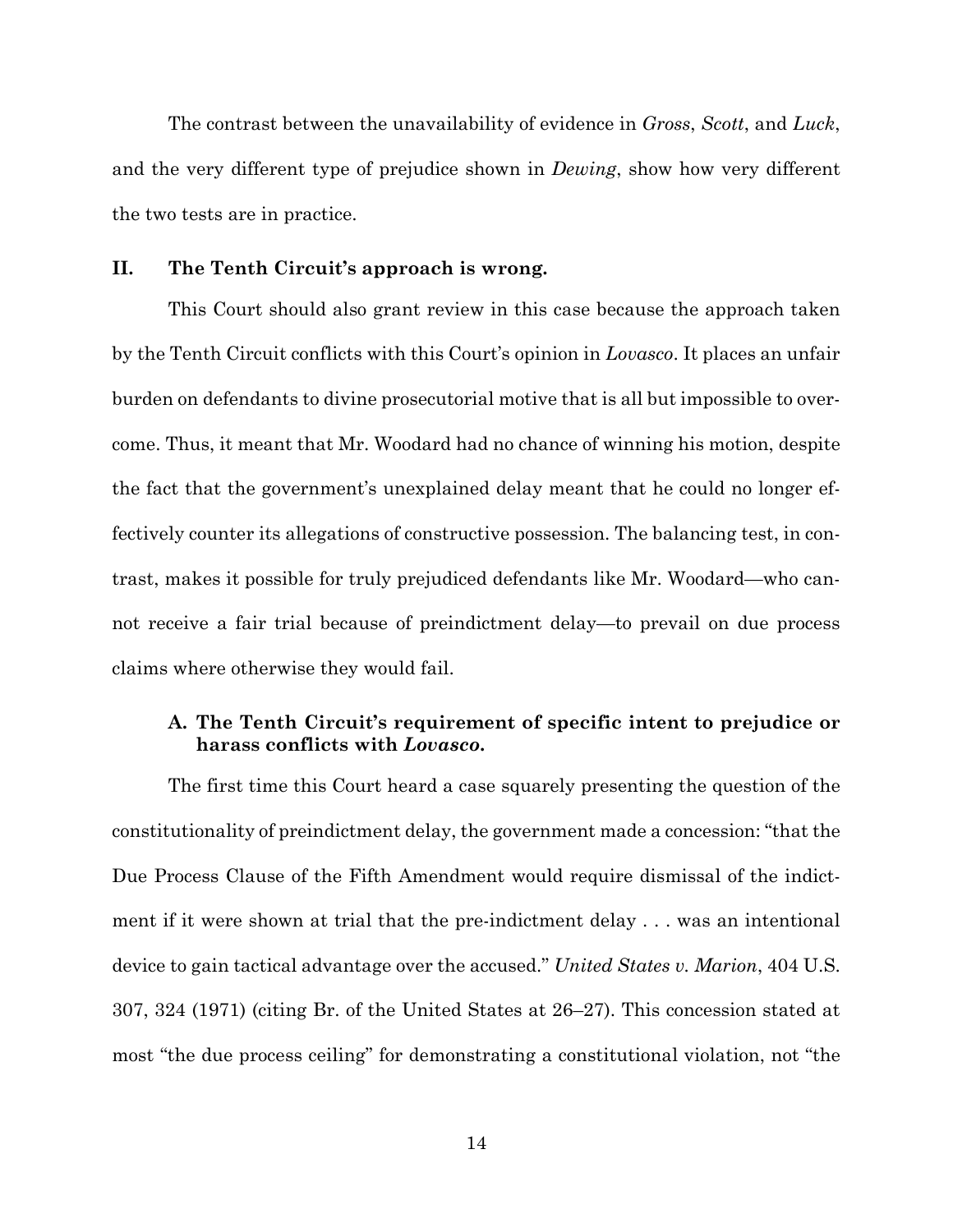The contrast between the unavailability of evidence in *Gross*, *Scott*, and *Luck*, and the very different type of prejudice shown in *Dewing*, show how very different the two tests are in practice.

## II. The Tenth Circuit's approach is wrong.

This Court should also grant review in this case because the approach taken by the Tenth Circuit conflicts with this Court's opinion in *Lovasco*. It places an unfair burden on defendants to divine prosecutorial motive that is all but impossible to overcome. Thus, it meant that Mr. Woodard had no chance of winning his motion, despite the fact that the government's unexplained delay meant that he could no longer effectively counter its allegations of constructive possession. The balancing test, in contrast, makes it possible for truly prejudiced defendants like Mr. Woodard—who cannot receive a fair trial because of preindictment delay—to prevail on due process claims where otherwise they would fail.

### A. The Tenth Circuit's requirement of specific intent to prejudice or harass conflicts with *Lovasco*.

The first time this Court heard a case squarely presenting the question of the constitutionality of preindictment delay, the government made a concession: "that the Due Process Clause of the Fifth Amendment would require dismissal of the indictment if it were shown at trial that the pre-indictment delay . . . was an intentional device to gain tactical advantage over the accused." *United States v. Marion*, 404 U.S. 307, 324 (1971) (citing Br. of the United States at 26–27). This concession stated at most "the due process ceiling" for demonstrating a constitutional violation, not "the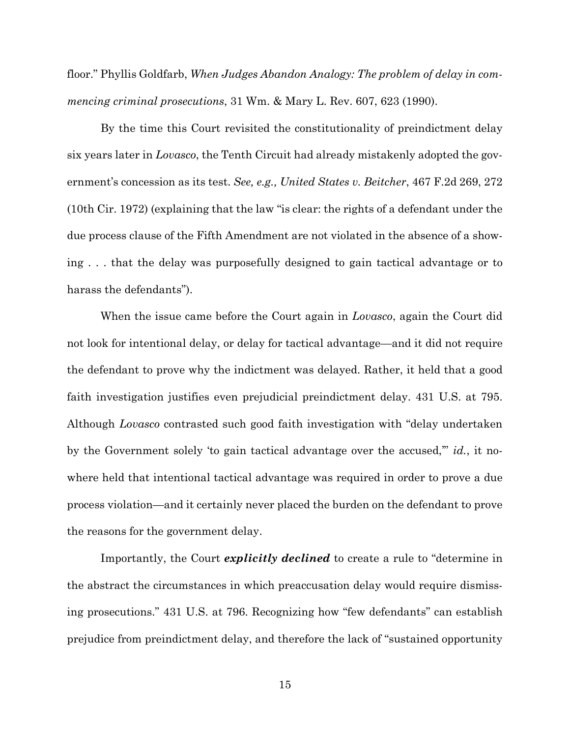floor." Phyllis Goldfarb, *When Judges Abandon Analogy: The problem of delay in commencing criminal prosecutions*, 31 Wm. & Mary L. Rev. 607, 623 (1990).

By the time this Court revisited the constitutionality of preindictment delay six years later in *Lovasco*, the Tenth Circuit had already mistakenly adopted the government's concession as its test. *See, e.g., United States v. Beitcher*, 467 F.2d 269, 272 (10th Cir. 1972) (explaining that the law "is clear: the rights of a defendant under the due process clause of the Fifth Amendment are not violated in the absence of a showing . . . that the delay was purposefully designed to gain tactical advantage or to harass the defendants").

When the issue came before the Court again in *Lovasco*, again the Court did not look for intentional delay, or delay for tactical advantage—and it did not require the defendant to prove why the indictment was delayed. Rather, it held that a good faith investigation justifies even prejudicial preindictment delay. 431 U.S. at 795. Although *Lovasco* contrasted such good faith investigation with "delay undertaken by the Government solely 'to gain tactical advantage over the accused,'" *id.*, it nowhere held that intentional tactical advantage was required in order to prove a due process violation—and it certainly never placed the burden on the defendant to prove the reasons for the government delay.

Importantly, the Court ***explicitly declined*** to create a rule to "determine in the abstract the circumstances in which preaccusation delay would require dismissing prosecutions." 431 U.S. at 796. Recognizing how "few defendants" can establish prejudice from preindictment delay, and therefore the lack of "sustained opportunity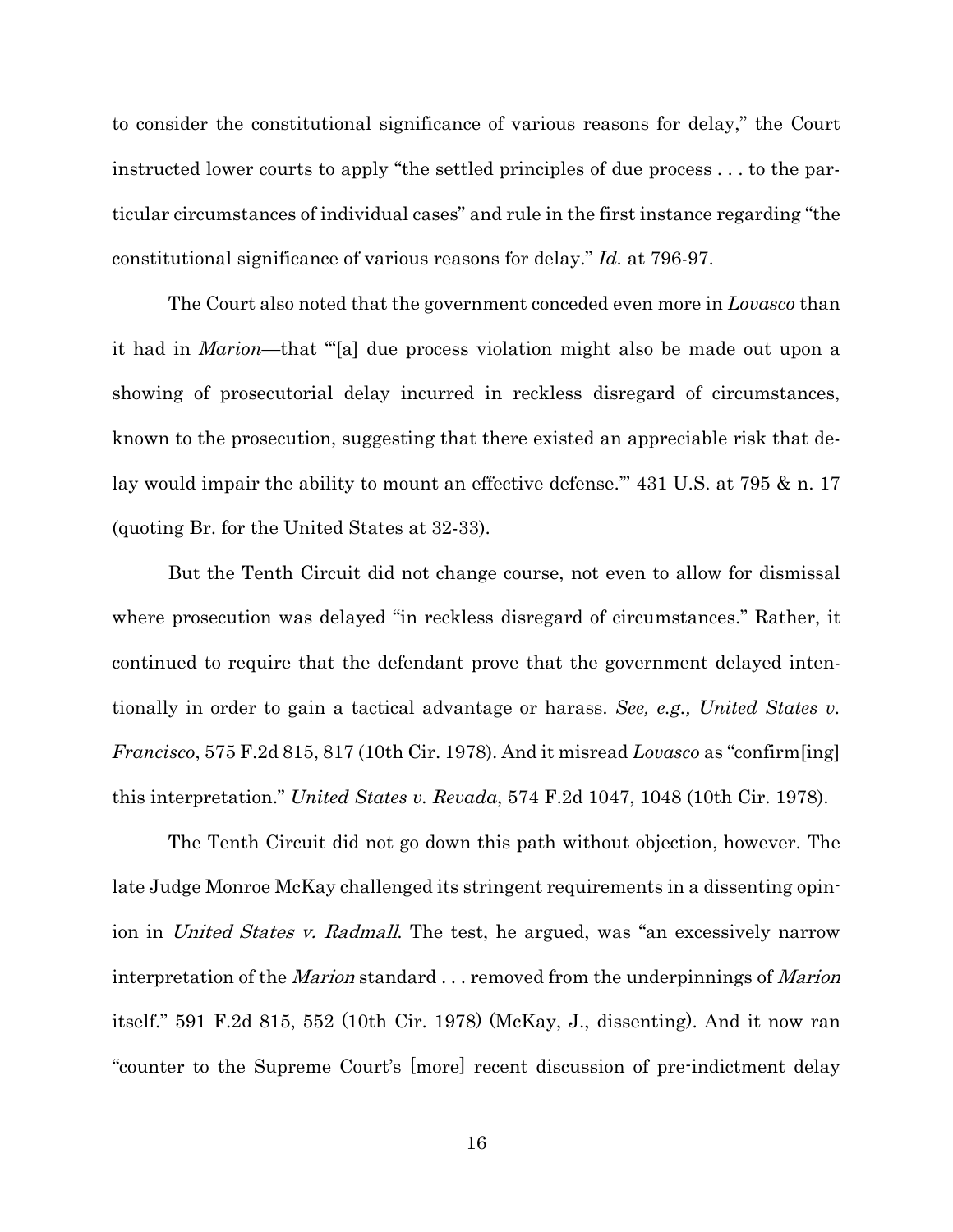to consider the constitutional significance of various reasons for delay," the Court instructed lower courts to apply "the settled principles of due process . . . to the particular circumstances of individual cases" and rule in the first instance regarding "the constitutional significance of various reasons for delay." *Id.* at 796-97.

The Court also noted that the government conceded even more in *Lovasco* than it had in *Marion*—that "'[a] due process violation might also be made out upon a showing of prosecutorial delay incurred in reckless disregard of circumstances, known to the prosecution, suggesting that there existed an appreciable risk that delay would impair the ability to mount an effective defense.'" 431 U.S. at 795 & n. 17 (quoting Br. for the United States at 32-33).

But the Tenth Circuit did not change course, not even to allow for dismissal where prosecution was delayed "in reckless disregard of circumstances." Rather, it continued to require that the defendant prove that the government delayed intentionally in order to gain a tactical advantage or harass. *See, e.g., United States v. Francisco*, 575 F.2d 815, 817 (10th Cir. 1978). And it misread *Lovasco* as "confirm[ing] this interpretation." *United States v. Revada*, 574 F.2d 1047, 1048 (10th Cir. 1978).

The Tenth Circuit did not go down this path without objection, however. The late Judge Monroe McKay challenged its stringent requirements in a dissenting opinion in *United States v. Radmall*. The test, he argued, was "an excessively narrow interpretation of the *Marion* standard . . . removed from the underpinnings of *Marion* itself." 591 F.2d 815, 552 (10th Cir. 1978) (McKay, J., dissenting). And it now ran "counter to the Supreme Court's [more] recent discussion of pre-indictment delay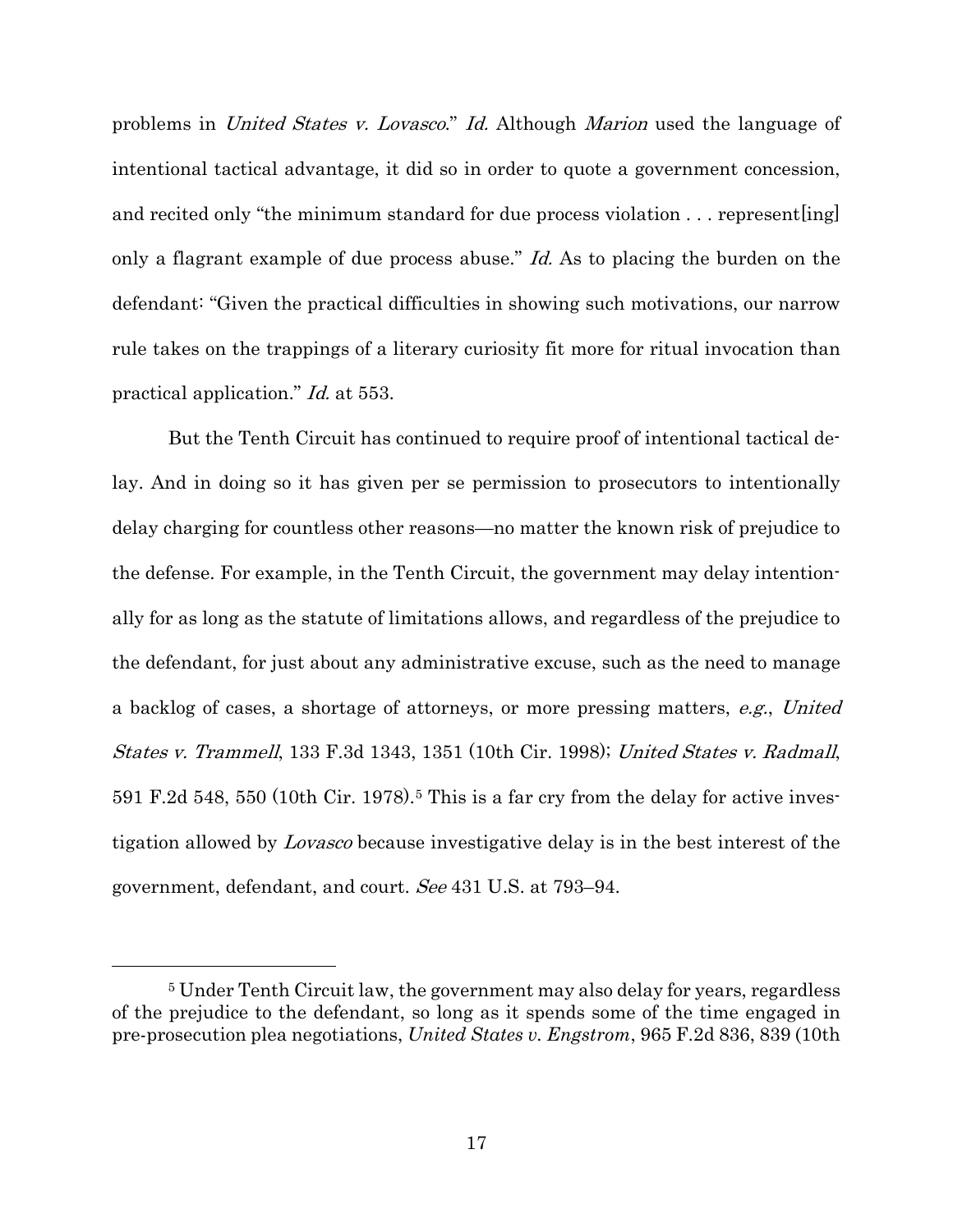problems in *United States v. Lovasco*." *Id.* Although *Marion* used the language of intentional tactical advantage, it did so in order to quote a government concession, and recited only "the minimum standard for due process violation . . . represent[ing] only a flagrant example of due process abuse." *Id.* As to placing the burden on the defendant: "Given the practical difficulties in showing such motivations, our narrow rule takes on the trappings of a literary curiosity fit more for ritual invocation than practical application." *Id.* at 553.

But the Tenth Circuit has continued to require proof of intentional tactical delay. And in doing so it has given per se permission to prosecutors to intentionally delay charging for countless other reasons—no matter the known risk of prejudice to the defense. For example, in the Tenth Circuit, the government may delay intentionally for as long as the statute of limitations allows, and regardless of the prejudice to the defendant, for just about any administrative excuse, such as the need to manage a backlog of cases, a shortage of attorneys, or more pressing matters, *e.g.*, *United States v. Trammell*, 133 F.3d 1343, 1351 (10th Cir. 1998); *United States v. Radmall*, 591 F.2d 548, 550 (10th Cir. 1978).[5] This is a far cry from the delay for active investigation allowed by *Lovasco* because investigative delay is in the best interest of the government, defendant, and court. *See* 431 U.S. at 793–94.

---

[5] Under Tenth Circuit law, the government may also delay for years, regardless of the prejudice to the defendant, so long as it spends some of the time engaged in pre-prosecution plea negotiations, *United States v. Engstrom*, 965 F.2d 836, 839 (10th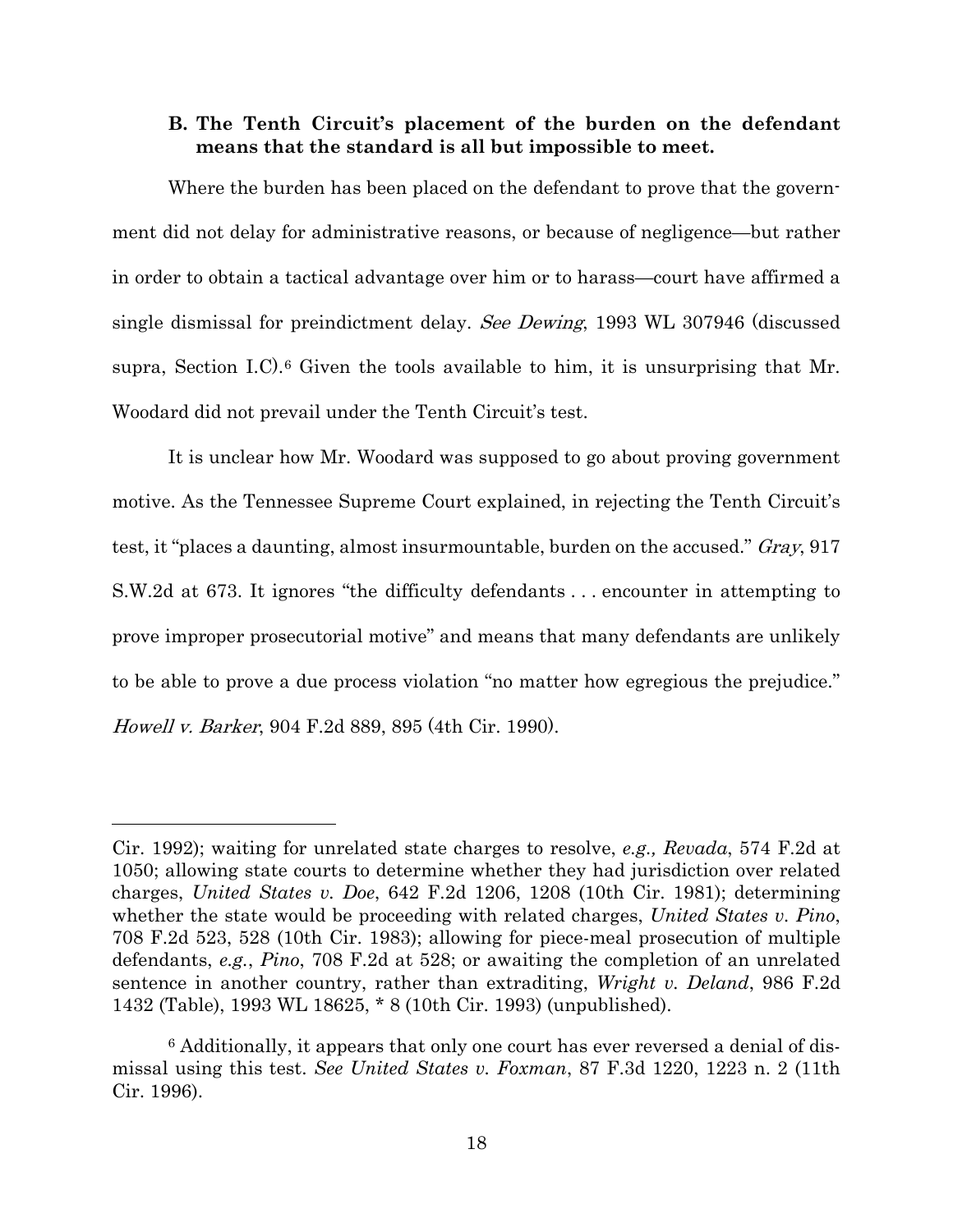### B. The Tenth Circuit's placement of the burden on the defendant means that the standard is all but impossible to meet.

Where the burden has been placed on the defendant to prove that the government did not delay for administrative reasons, or because of negligence—but rather in order to obtain a tactical advantage over him or to harass—court have affirmed a single dismissal for preindictment delay. *See Dewing*, 1993 WL 307946 (discussed supra, Section I.C).[6] Given the tools available to him, it is unsurprising that Mr. Woodard did not prevail under the Tenth Circuit's test.

It is unclear how Mr. Woodard was supposed to go about proving government motive. As the Tennessee Supreme Court explained, in rejecting the Tenth Circuit's test, it "places a daunting, almost insurmountable, burden on the accused." *Gray*, 917 S.W.2d at 673. It ignores "the difficulty defendants . . . encounter in attempting to prove improper prosecutorial motive" and means that many defendants are unlikely to be able to prove a due process violation "no matter how egregious the prejudice." *Howell v. Barker*, 904 F.2d 889, 895 (4th Cir. 1990).

---

Cir. 1992); waiting for unrelated state charges to resolve, *e.g., Revada*, 574 F.2d at 1050; allowing state courts to determine whether they had jurisdiction over related charges, *United States v. Doe*, 642 F.2d 1206, 1208 (10th Cir. 1981); determining whether the state would be proceeding with related charges, *United States v. Pino*, 708 F.2d 523, 528 (10th Cir. 1983); allowing for piece-meal prosecution of multiple defendants, *e.g.*, *Pino*, 708 F.2d at 528; or awaiting the completion of an unrelated sentence in another country, rather than extraditing, *Wright v. Deland*, 986 F.2d 1432 (Table), 1993 WL 18625, * 8 (10th Cir. 1993) (unpublished).

[6] Additionally, it appears that only one court has ever reversed a denial of dismissal using this test. *See United States v. Foxman*, 87 F.3d 1220, 1223 n. 2 (11th Cir. 1996).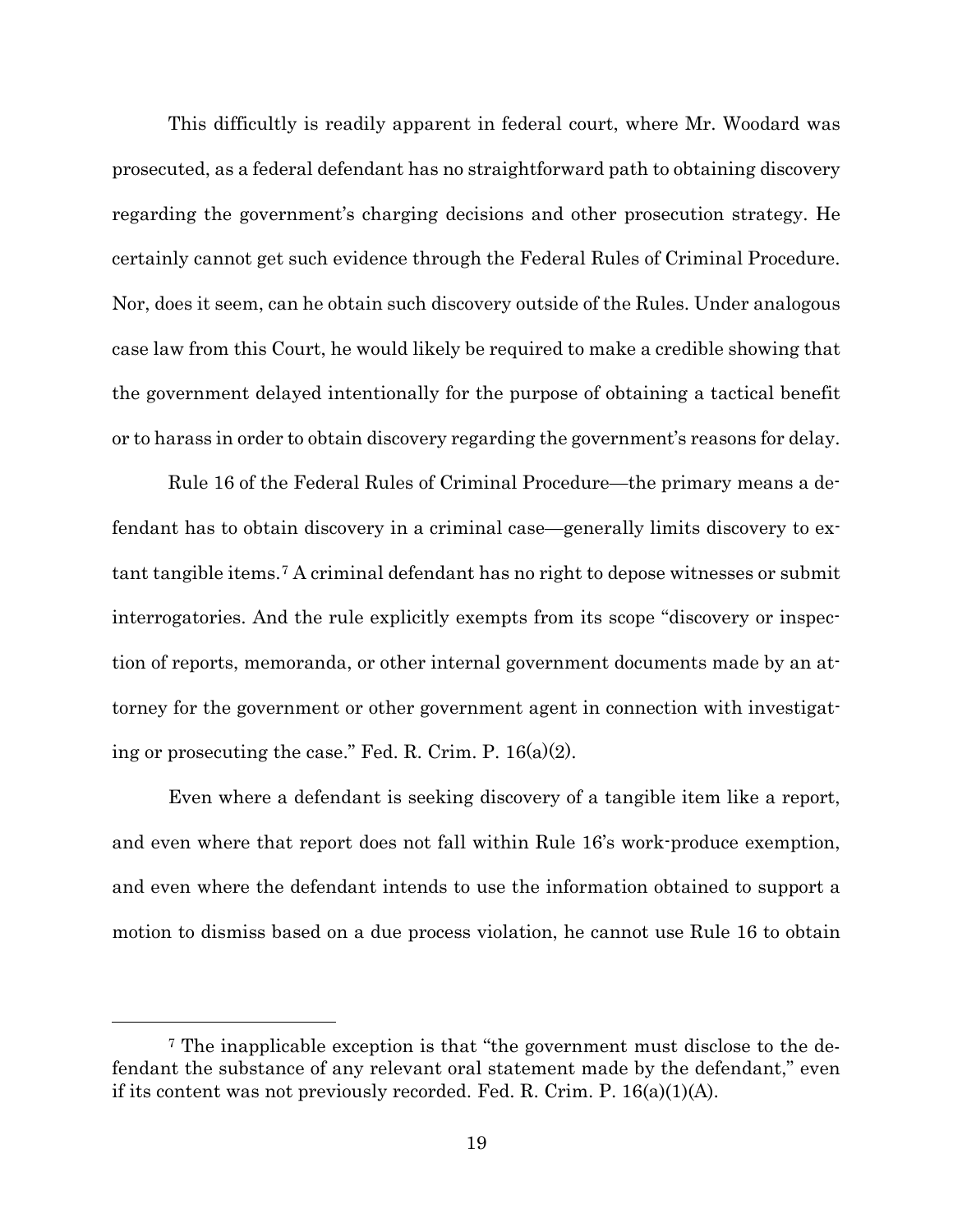This difficultly is readily apparent in federal court, where Mr. Woodard was prosecuted, as a federal defendant has no straightforward path to obtaining discovery regarding the government's charging decisions and other prosecution strategy. He certainly cannot get such evidence through the Federal Rules of Criminal Procedure. Nor, does it seem, can he obtain such discovery outside of the Rules. Under analogous case law from this Court, he would likely be required to make a credible showing that the government delayed intentionally for the purpose of obtaining a tactical benefit or to harass in order to obtain discovery regarding the government's reasons for delay.

Rule 16 of the Federal Rules of Criminal Procedure—the primary means a defendant has to obtain discovery in a criminal case—generally limits discovery to extant tangible items.[7] A criminal defendant has no right to depose witnesses or submit interrogatories. And the rule explicitly exempts from its scope "discovery or inspection of reports, memoranda, or other internal government documents made by an attorney for the government or other government agent in connection with investigating or prosecuting the case." Fed. R. Crim. P. 16(a)(2).

Even where a defendant is seeking discovery of a tangible item like a report, and even where that report does not fall within Rule 16's work-produce exemption, and even where the defendant intends to use the information obtained to support a motion to dismiss based on a due process violation, he cannot use Rule 16 to obtain

[7] The inapplicable exception is that "the government must disclose to the defendant the substance of any relevant oral statement made by the defendant," even if its content was not previously recorded. Fed. R. Crim. P. 16(a)(1)(A).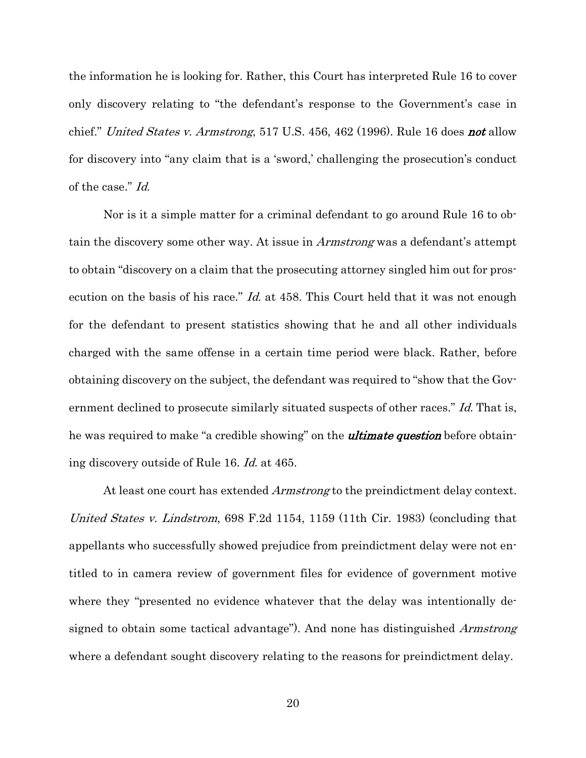the information he is looking for. Rather, this Court has interpreted Rule 16 to cover only discovery relating to "the defendant's response to the Government's case in chief." *United States v. Armstrong*, 517 U.S. 456, 462 (1996). Rule 16 does ***not*** allow for discovery into "any claim that is a 'sword,' challenging the prosecution's conduct of the case." *Id.*

Nor is it a simple matter for a criminal defendant to go around Rule 16 to obtain the discovery some other way. At issue in *Armstrong* was a defendant's attempt to obtain "discovery on a claim that the prosecuting attorney singled him out for prosecution on the basis of his race." *Id.* at 458. This Court held that it was not enough for the defendant to present statistics showing that he and all other individuals charged with the same offense in a certain time period were black. Rather, before obtaining discovery on the subject, the defendant was required to "show that the Government declined to prosecute similarly situated suspects of other races." *Id.* That is, he was required to make "a credible showing" on the ***ultimate question*** before obtaining discovery outside of Rule 16. *Id.* at 465.

At least one court has extended *Armstrong* to the preindictment delay context. *United States v. Lindstrom*, 698 F.2d 1154, 1159 (11th Cir. 1983) (concluding that appellants who successfully showed prejudice from preindictment delay were not entitled to in camera review of government files for evidence of government motive where they "presented no evidence whatever that the delay was intentionally designed to obtain some tactical advantage"). And none has distinguished *Armstrong* where a defendant sought discovery relating to the reasons for preindictment delay.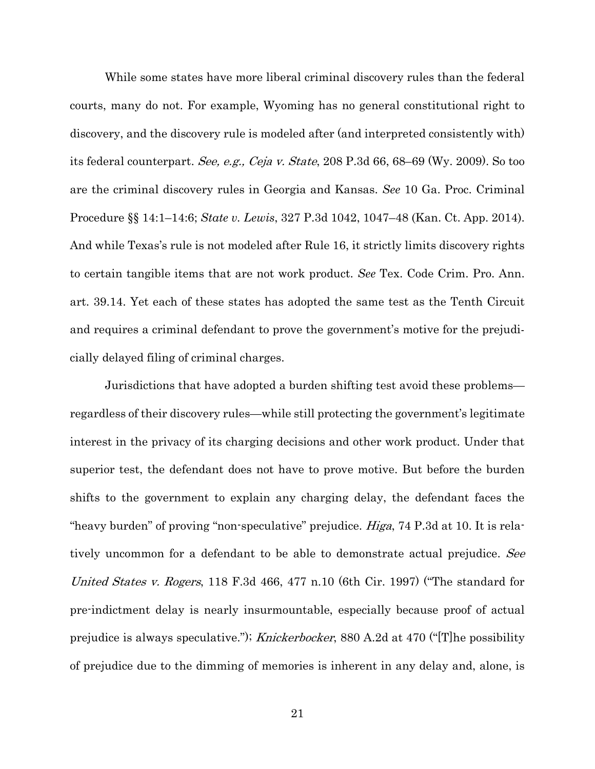While some states have more liberal criminal discovery rules than the federal courts, many do not. For example, Wyoming has no general constitutional right to discovery, and the discovery rule is modeled after (and interpreted consistently with) its federal counterpart. *See, e.g., Ceja v. State*, 208 P.3d 66, 68–69 (Wy. 2009). So too are the criminal discovery rules in Georgia and Kansas. *See* 10 Ga. Proc. Criminal Procedure §§ 14:1–14:6; *State v. Lewis*, 327 P.3d 1042, 1047–48 (Kan. Ct. App. 2014). And while Texas's rule is not modeled after Rule 16, it strictly limits discovery rights to certain tangible items that are not work product. *See* Tex. Code Crim. Pro. Ann. art. 39.14. Yet each of these states has adopted the same test as the Tenth Circuit and requires a criminal defendant to prove the government's motive for the prejudicially delayed filing of criminal charges.

Jurisdictions that have adopted a burden shifting test avoid these problems—regardless of their discovery rules—while still protecting the government's legitimate interest in the privacy of its charging decisions and other work product. Under that superior test, the defendant does not have to prove motive. But before the burden shifts to the government to explain any charging delay, the defendant faces the "heavy burden" of proving "non-speculative" prejudice. *Higa*, 74 P.3d at 10. It is relatively uncommon for a defendant to be able to demonstrate actual prejudice. *See United States v. Rogers*, 118 F.3d 466, 477 n.10 (6th Cir. 1997) ("The standard for pre-indictment delay is nearly insurmountable, especially because proof of actual prejudice is always speculative."); *Knickerbocker*, 880 A.2d at 470 ("[T]he possibility of prejudice due to the dimming of memories is inherent in any delay and, alone, is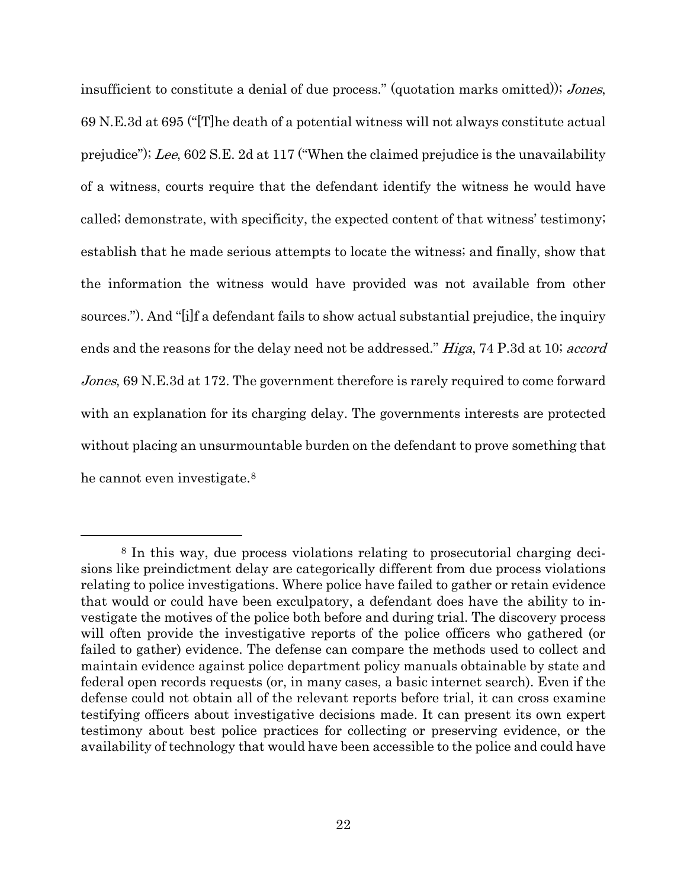insufficient to constitute a denial of due process." (quotation marks omitted)); *Jones*, 69 N.E.3d at 695 ("[T]he death of a potential witness will not always constitute actual prejudice"); *Lee*, 602 S.E. 2d at 117 ("When the claimed prejudice is the unavailability of a witness, courts require that the defendant identify the witness he would have called; demonstrate, with specificity, the expected content of that witness' testimony; establish that he made serious attempts to locate the witness; and finally, show that the information the witness would have provided was not available from other sources."). And "[i]f a defendant fails to show actual substantial prejudice, the inquiry ends and the reasons for the delay need not be addressed." *Higa*, 74 P.3d at 10; *accord Jones*, 69 N.E.3d at 172. The government therefore is rarely required to come forward with an explanation for its charging delay. The governments interests are protected without placing an unsurmountable burden on the defendant to prove something that he cannot even investigate.[8]

---

[8] In this way, due process violations relating to prosecutorial charging decisions like preindictment delay are categorically different from due process violations relating to police investigations. Where police have failed to gather or retain evidence that would or could have been exculpatory, a defendant does have the ability to investigate the motives of the police both before and during trial. The discovery process will often provide the investigative reports of the police officers who gathered (or failed to gather) evidence. The defense can compare the methods used to collect and maintain evidence against police department policy manuals obtainable by state and federal open records requests (or, in many cases, a basic internet search). Even if the defense could not obtain all of the relevant reports before trial, it can cross examine testifying officers about investigative decisions made. It can present its own expert testimony about best police practices for collecting or preserving evidence, or the availability of technology that would have been accessible to the police and could have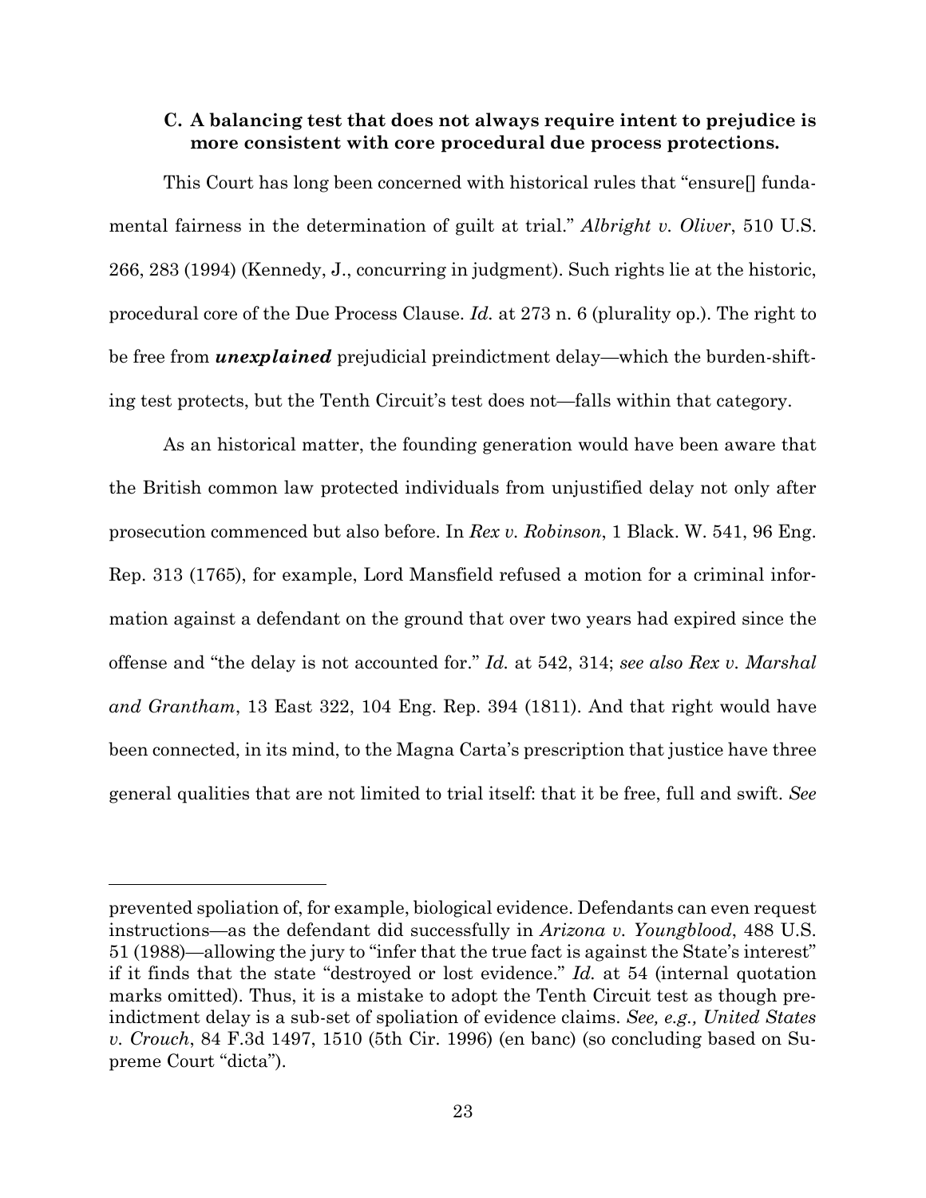### C. A balancing test that does not always require intent to prejudice is more consistent with core procedural due process protections.

This Court has long been concerned with historical rules that "ensure[] fundamental fairness in the determination of guilt at trial." *Albright v. Oliver*, 510 U.S. 266, 283 (1994) (Kennedy, J., concurring in judgment). Such rights lie at the historic, procedural core of the Due Process Clause. *Id.* at 273 n. 6 (plurality op.). The right to be free from ***unexplained*** prejudicial preindictment delay—which the burden-shifting test protects, but the Tenth Circuit's test does not—falls within that category.

As an historical matter, the founding generation would have been aware that the British common law protected individuals from unjustified delay not only after prosecution commenced but also before. In *Rex v. Robinson*, 1 Black. W. 541, 96 Eng. Rep. 313 (1765), for example, Lord Mansfield refused a motion for a criminal information against a defendant on the ground that over two years had expired since the offense and "the delay is not accounted for." *Id.* at 542, 314; *see also Rex v. Marshal and Grantham*, 13 East 322, 104 Eng. Rep. 394 (1811). And that right would have been connected, in its mind, to the Magna Carta's prescription that justice have three general qualities that are not limited to trial itself: that it be free, full and swift. *See*

---

prevented spoliation of, for example, biological evidence. Defendants can even request instructions—as the defendant did successfully in *Arizona v. Youngblood*, 488 U.S. 51 (1988)—allowing the jury to "infer that the true fact is against the State's interest" if it finds that the state "destroyed or lost evidence." *Id.* at 54 (internal quotation marks omitted). Thus, it is a mistake to adopt the Tenth Circuit test as though preindictment delay is a sub-set of spoliation of evidence claims. *See, e.g., United States v. Crouch*, 84 F.3d 1497, 1510 (5th Cir. 1996) (en banc) (so concluding based on Supreme Court "dicta").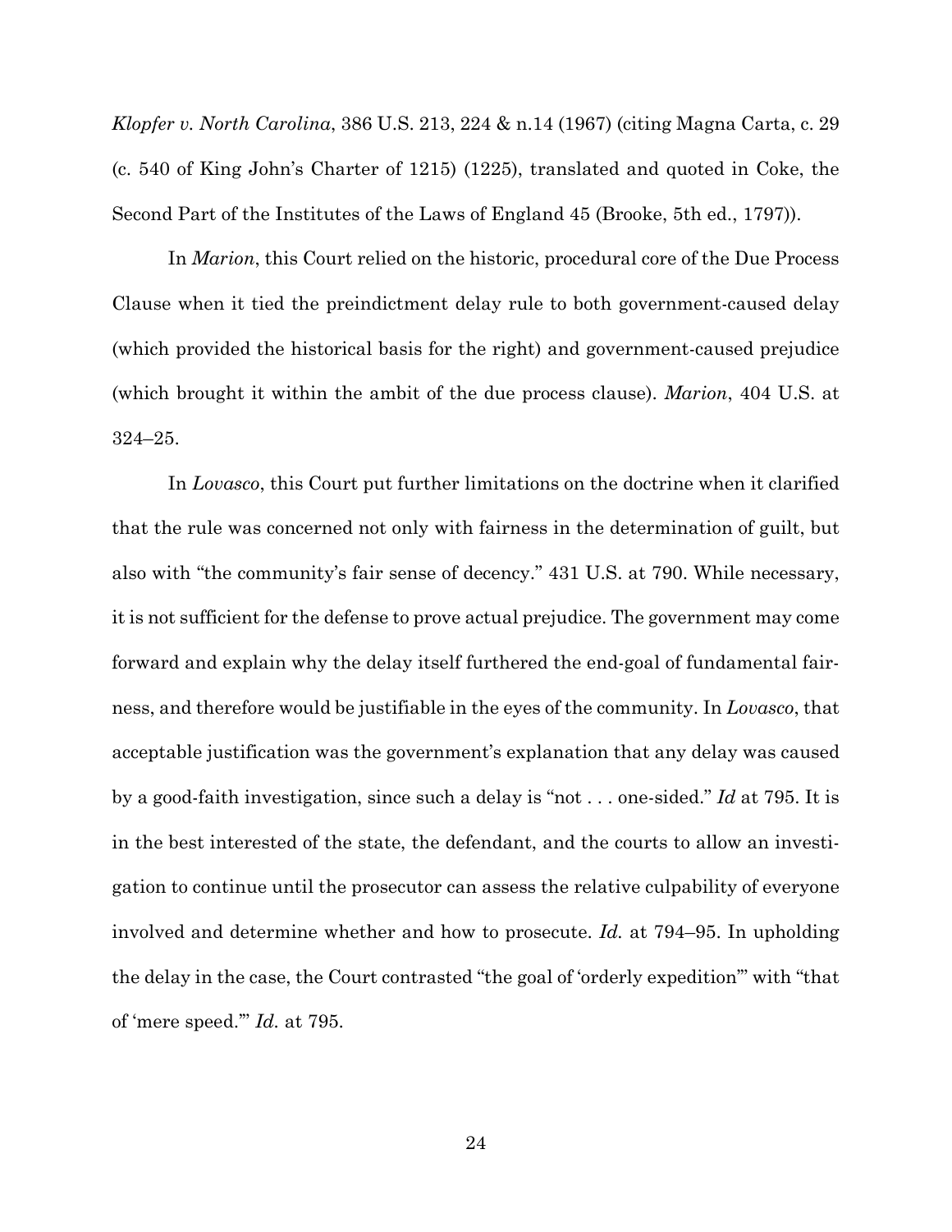*Klopfer v. North Carolina*, 386 U.S. 213, 224 & n.14 (1967) (citing Magna Carta, c. 29 (c. 540 of King John's Charter of 1215) (1225), translated and quoted in Coke, the Second Part of the Institutes of the Laws of England 45 (Brooke, 5th ed., 1797)).

In *Marion*, this Court relied on the historic, procedural core of the Due Process Clause when it tied the preindictment delay rule to both government-caused delay (which provided the historical basis for the right) and government-caused prejudice (which brought it within the ambit of the due process clause). *Marion*, 404 U.S. at 324–25.

In *Lovasco*, this Court put further limitations on the doctrine when it clarified that the rule was concerned not only with fairness in the determination of guilt, but also with "the community's fair sense of decency." 431 U.S. at 790. While necessary, it is not sufficient for the defense to prove actual prejudice. The government may come forward and explain why the delay itself furthered the end-goal of fundamental fairness, and therefore would be justifiable in the eyes of the community. In *Lovasco*, that acceptable justification was the government's explanation that any delay was caused by a good-faith investigation, since such a delay is "not . . . one-sided." *Id* at 795. It is in the best interested of the state, the defendant, and the courts to allow an investigation to continue until the prosecutor can assess the relative culpability of everyone involved and determine whether and how to prosecute. *Id.* at 794–95. In upholding the delay in the case, the Court contrasted "the goal of 'orderly expedition'" with "that of 'mere speed.'" *Id.* at 795.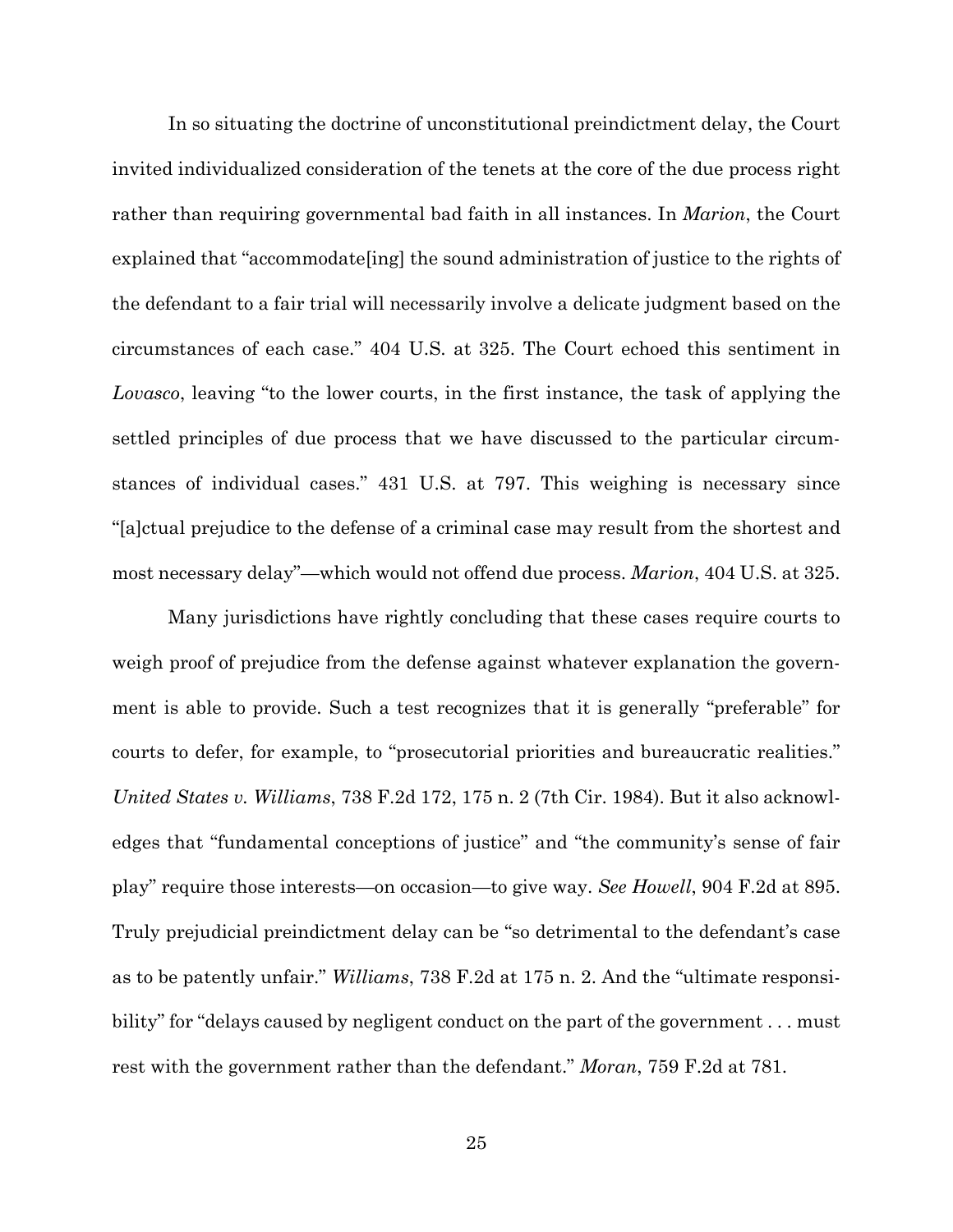In so situating the doctrine of unconstitutional preindictment delay, the Court invited individualized consideration of the tenets at the core of the due process right rather than requiring governmental bad faith in all instances. In *Marion*, the Court explained that "accommodate[ing] the sound administration of justice to the rights of the defendant to a fair trial will necessarily involve a delicate judgment based on the circumstances of each case." 404 U.S. at 325. The Court echoed this sentiment in *Lovasco*, leaving "to the lower courts, in the first instance, the task of applying the settled principles of due process that we have discussed to the particular circumstances of individual cases." 431 U.S. at 797. This weighing is necessary since "[a]ctual prejudice to the defense of a criminal case may result from the shortest and most necessary delay"—which would not offend due process. *Marion*, 404 U.S. at 325.

Many jurisdictions have rightly concluding that these cases require courts to weigh proof of prejudice from the defense against whatever explanation the government is able to provide. Such a test recognizes that it is generally "preferable" for courts to defer, for example, to "prosecutorial priorities and bureaucratic realities." *United States v. Williams*, 738 F.2d 172, 175 n. 2 (7th Cir. 1984). But it also acknowledges that "fundamental conceptions of justice" and "the community's sense of fair play" require those interests—on occasion—to give way. *See Howell*, 904 F.2d at 895. Truly prejudicial preindictment delay can be "so detrimental to the defendant's case as to be patently unfair." *Williams*, 738 F.2d at 175 n. 2. And the "ultimate responsibility" for "delays caused by negligent conduct on the part of the government . . . must rest with the government rather than the defendant." *Moran*, 759 F.2d at 781.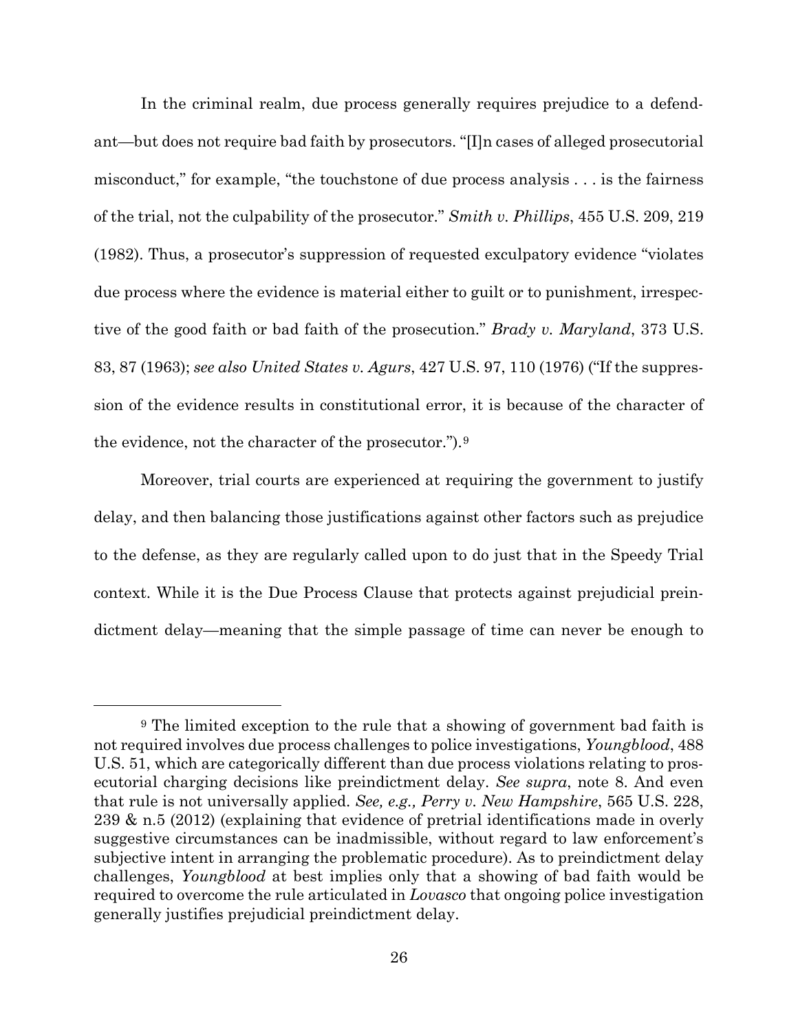In the criminal realm, due process generally requires prejudice to a defendant—but does not require bad faith by prosecutors. "[I]n cases of alleged prosecutorial misconduct," for example, "the touchstone of due process analysis . . . is the fairness of the trial, not the culpability of the prosecutor." *Smith v. Phillips*, 455 U.S. 209, 219 (1982). Thus, a prosecutor's suppression of requested exculpatory evidence "violates due process where the evidence is material either to guilt or to punishment, irrespective of the good faith or bad faith of the prosecution." *Brady v. Maryland*, 373 U.S. 83, 87 (1963); *see also United States v. Agurs*, 427 U.S. 97, 110 (1976) ("If the suppression of the evidence results in constitutional error, it is because of the character of the evidence, not the character of the prosecutor.").[9]

Moreover, trial courts are experienced at requiring the government to justify delay, and then balancing those justifications against other factors such as prejudice to the defense, as they are regularly called upon to do just that in the Speedy Trial context. While it is the Due Process Clause that protects against prejudicial preindictment delay—meaning that the simple passage of time can never be enough to

[9] The limited exception to the rule that a showing of government bad faith is not required involves due process challenges to police investigations, *Youngblood*, 488 U.S. 51, which are categorically different than due process violations relating to prosecutorial charging decisions like preindictment delay. *See supra*, note 8. And even that rule is not universally applied. *See, e.g., Perry v. New Hampshire*, 565 U.S. 228, 239 & n.5 (2012) (explaining that evidence of pretrial identifications made in overly suggestive circumstances can be inadmissible, without regard to law enforcement's subjective intent in arranging the problematic procedure). As to preindictment delay challenges, *Youngblood* at best implies only that a showing of bad faith would be required to overcome the rule articulated in *Lovasco* that ongoing police investigation generally justifies prejudicial preindictment delay.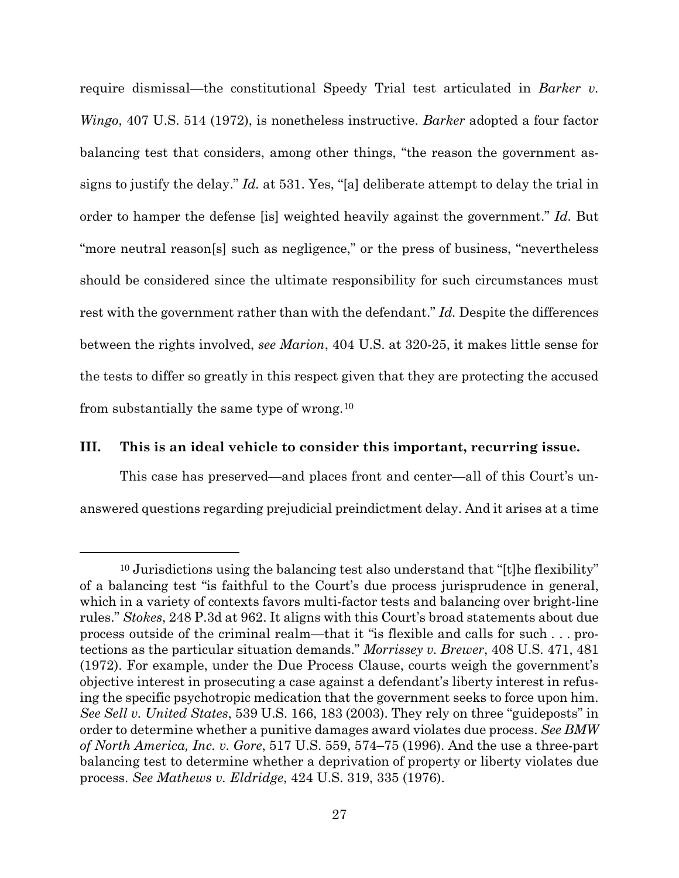require dismissal—the constitutional Speedy Trial test articulated in *Barker v. Wingo*, 407 U.S. 514 (1972), is nonetheless instructive. *Barker* adopted a four factor balancing test that considers, among other things, "the reason the government assigns to justify the delay." *Id.* at 531. Yes, "[a] deliberate attempt to delay the trial in order to hamper the defense [is] weighted heavily against the government." *Id.* But "more neutral reason[s] such as negligence," or the press of business, "nevertheless should be considered since the ultimate responsibility for such circumstances must rest with the government rather than with the defendant." *Id.* Despite the differences between the rights involved, *see Marion*, 404 U.S. at 320-25, it makes little sense for the tests to differ so greatly in this respect given that they are protecting the accused from substantially the same type of wrong.[10]

### III. This is an ideal vehicle to consider this important, recurring issue.

This case has preserved—and places front and center—all of this Court's unanswered questions regarding prejudicial preindictment delay. And it arises at a time

---

[10] Jurisdictions using the balancing test also understand that "[t]he flexibility" of a balancing test "is faithful to the Court's due process jurisprudence in general, which in a variety of contexts favors multi-factor tests and balancing over bright-line rules." *Stokes*, 248 P.3d at 962. It aligns with this Court's broad statements about due process outside of the criminal realm—that it "is flexible and calls for such . . . protections as the particular situation demands." *Morrissey v. Brewer*, 408 U.S. 471, 481 (1972). For example, under the Due Process Clause, courts weigh the government's objective interest in prosecuting a case against a defendant's liberty interest in refusing the specific psychotropic medication that the government seeks to force upon him. *See Sell v. United States*, 539 U.S. 166, 183 (2003). They rely on three "guideposts" in order to determine whether a punitive damages award violates due process. *See BMW of North America, Inc. v. Gore*, 517 U.S. 559, 574–75 (1996). And the use a three-part balancing test to determine whether a deprivation of property or liberty violates due process. *See Mathews v. Eldridge*, 424 U.S. 319, 335 (1976).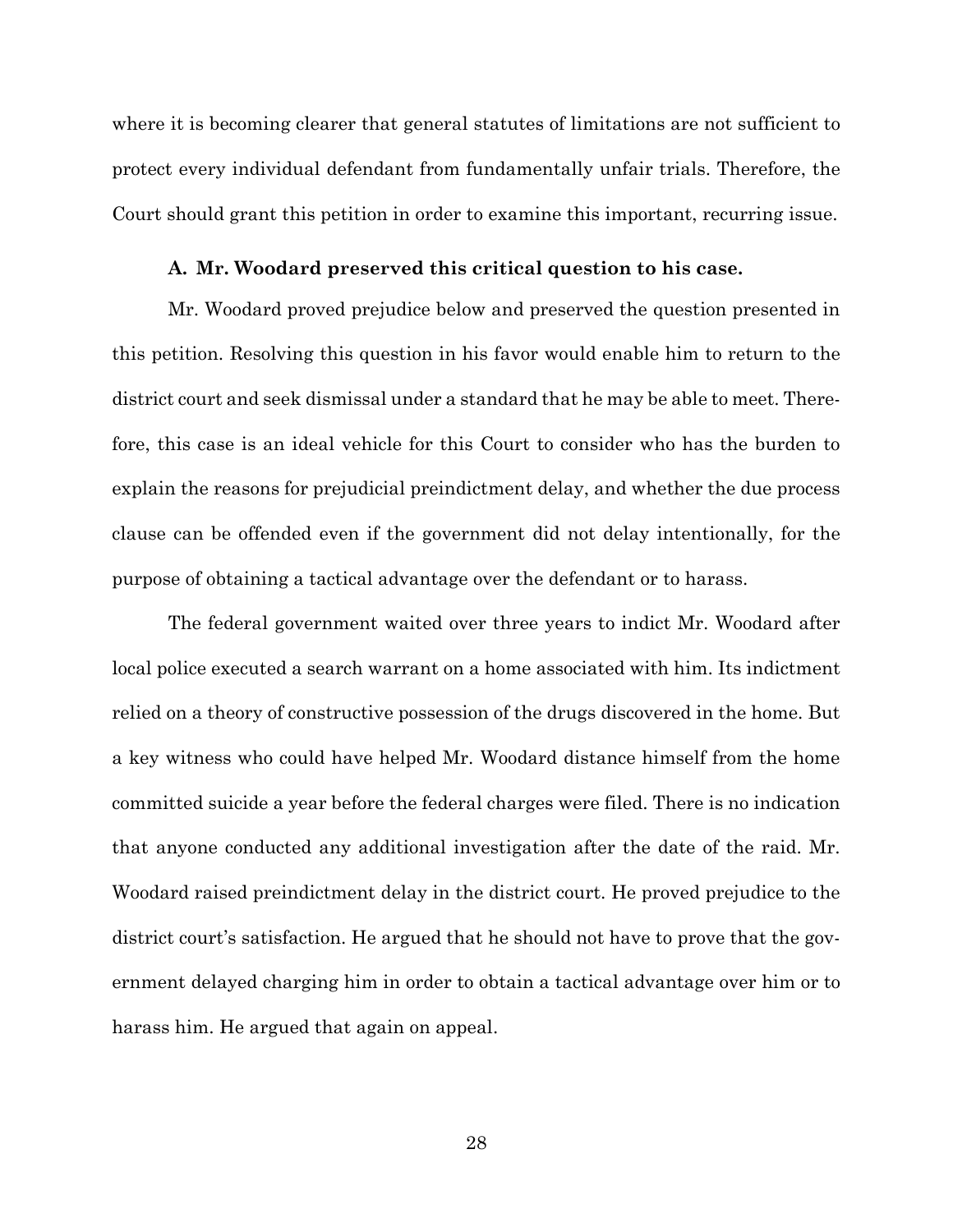where it is becoming clearer that general statutes of limitations are not sufficient to protect every individual defendant from fundamentally unfair trials. Therefore, the Court should grant this petition in order to examine this important, recurring issue.

### A. Mr. Woodard preserved this critical question to his case.

Mr. Woodard proved prejudice below and preserved the question presented in this petition. Resolving this question in his favor would enable him to return to the district court and seek dismissal under a standard that he may be able to meet. Therefore, this case is an ideal vehicle for this Court to consider who has the burden to explain the reasons for prejudicial preindictment delay, and whether the due process clause can be offended even if the government did not delay intentionally, for the purpose of obtaining a tactical advantage over the defendant or to harass.

The federal government waited over three years to indict Mr. Woodard after local police executed a search warrant on a home associated with him. Its indictment relied on a theory of constructive possession of the drugs discovered in the home. But a key witness who could have helped Mr. Woodard distance himself from the home committed suicide a year before the federal charges were filed. There is no indication that anyone conducted any additional investigation after the date of the raid. Mr. Woodard raised preindictment delay in the district court. He proved prejudice to the district court's satisfaction. He argued that he should not have to prove that the government delayed charging him in order to obtain a tactical advantage over him or to harass him. He argued that again on appeal.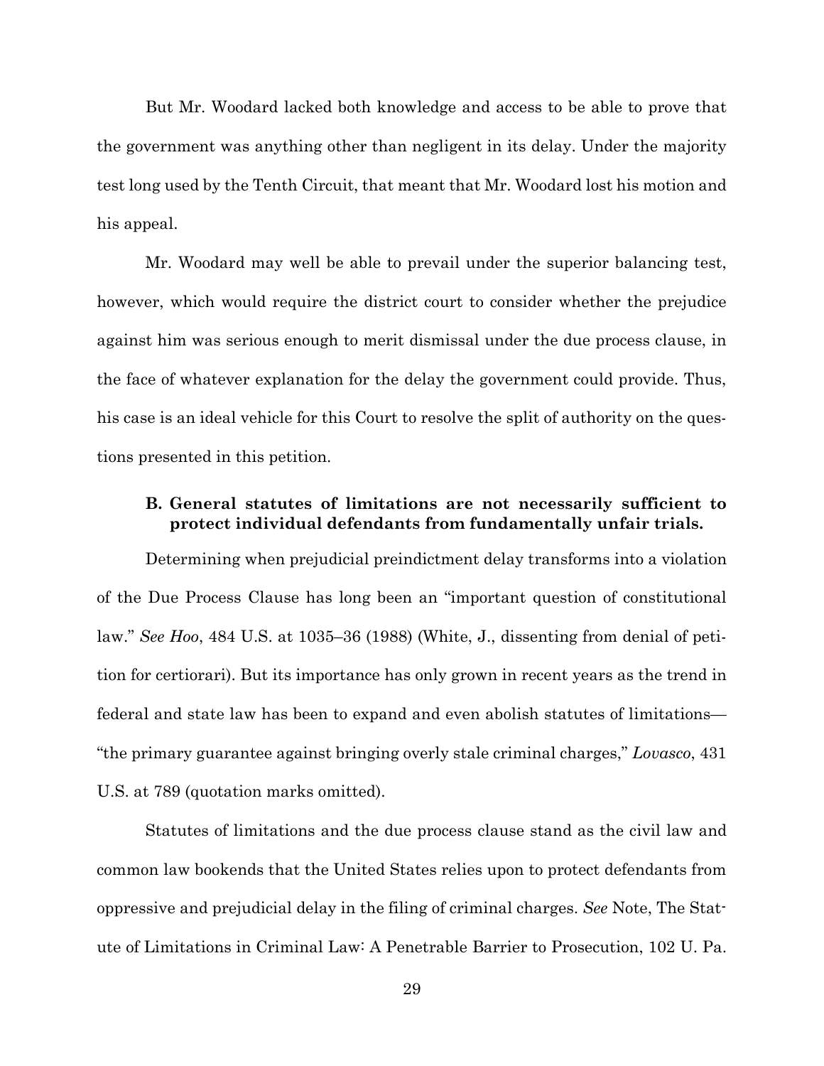But Mr. Woodard lacked both knowledge and access to be able to prove that the government was anything other than negligent in its delay. Under the majority test long used by the Tenth Circuit, that meant that Mr. Woodard lost his motion and his appeal.

Mr. Woodard may well be able to prevail under the superior balancing test, however, which would require the district court to consider whether the prejudice against him was serious enough to merit dismissal under the due process clause, in the face of whatever explanation for the delay the government could provide. Thus, his case is an ideal vehicle for this Court to resolve the split of authority on the questions presented in this petition.

### B. General statutes of limitations are not necessarily sufficient to protect individual defendants from fundamentally unfair trials.

Determining when prejudicial preindictment delay transforms into a violation of the Due Process Clause has long been an "important question of constitutional law." *See Hoo*, 484 U.S. at 1035–36 (1988) (White, J., dissenting from denial of petition for certiorari). But its importance has only grown in recent years as the trend in federal and state law has been to expand and even abolish statutes of limitations—"the primary guarantee against bringing overly stale criminal charges," *Lovasco*, 431 U.S. at 789 (quotation marks omitted).

Statutes of limitations and the due process clause stand as the civil law and common law bookends that the United States relies upon to protect defendants from oppressive and prejudicial delay in the filing of criminal charges. *See* Note, The Statute of Limitations in Criminal Law: A Penetrable Barrier to Prosecution, 102 U. Pa.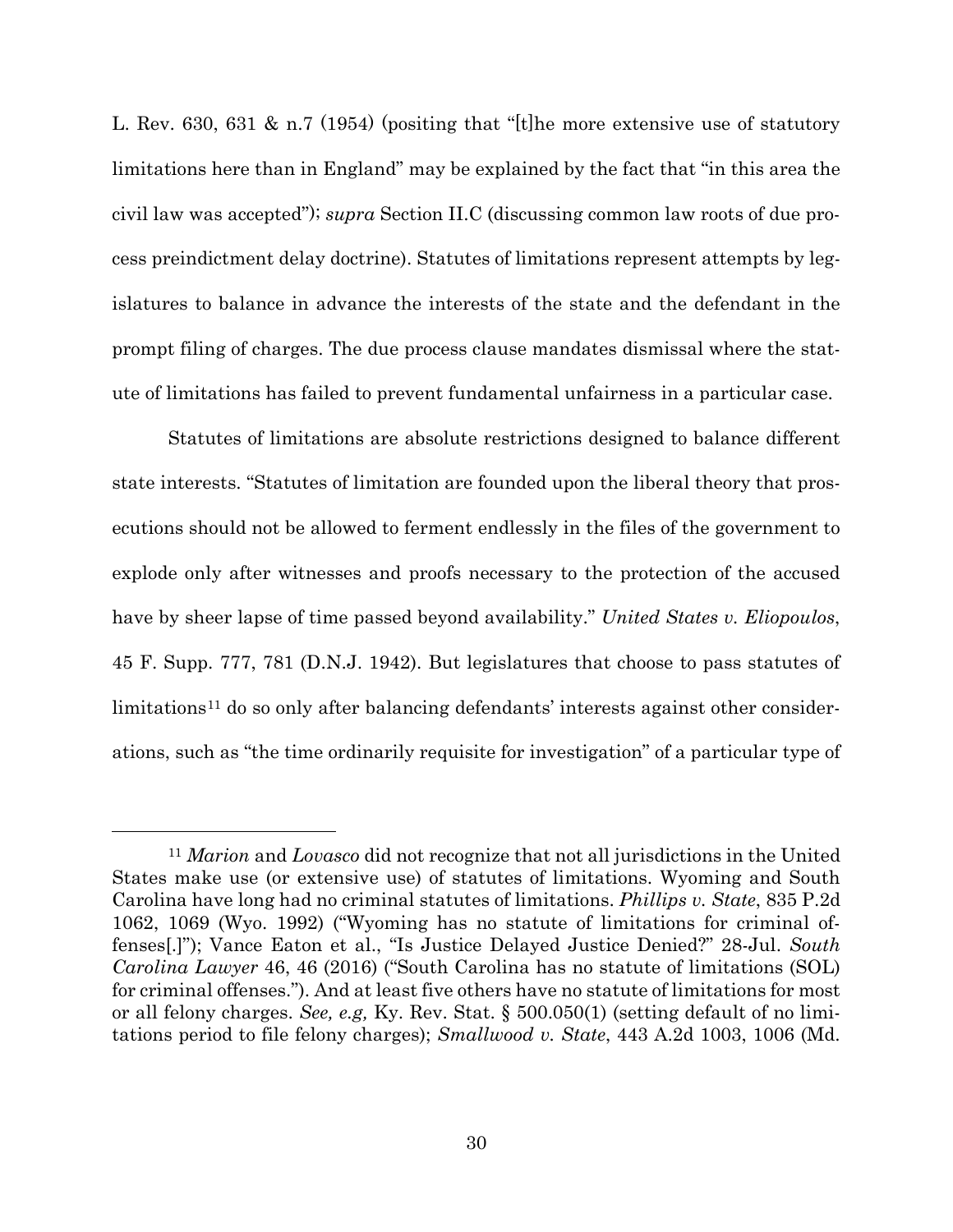L. Rev. 630, 631 & n.7 (1954) (positing that "[t]he more extensive use of statutory limitations here than in England" may be explained by the fact that "in this area the civil law was accepted"); *supra* Section II.C (discussing common law roots of due process preindictment delay doctrine). Statutes of limitations represent attempts by legislatures to balance in advance the interests of the state and the defendant in the prompt filing of charges. The due process clause mandates dismissal where the statute of limitations has failed to prevent fundamental unfairness in a particular case.

Statutes of limitations are absolute restrictions designed to balance different state interests. "Statutes of limitation are founded upon the liberal theory that prosecutions should not be allowed to ferment endlessly in the files of the government to explode only after witnesses and proofs necessary to the protection of the accused have by sheer lapse of time passed beyond availability." *United States v. Eliopoulos*, 45 F. Supp. 777, 781 (D.N.J. 1942). But legislatures that choose to pass statutes of limitations[11] do so only after balancing defendants' interests against other considerations, such as "the time ordinarily requisite for investigation" of a particular type of

---

[11] *Marion* and *Lovasco* did not recognize that not all jurisdictions in the United States make use (or extensive use) of statutes of limitations. Wyoming and South Carolina have long had no criminal statutes of limitations. *Phillips v. State*, 835 P.2d 1062, 1069 (Wyo. 1992) ("Wyoming has no statute of limitations for criminal offenses[.]"); Vance Eaton et al., "Is Justice Delayed Justice Denied?" 28-Jul. *South Carolina Lawyer* 46, 46 (2016) ("South Carolina has no statute of limitations (SOL) for criminal offenses."). And at least five others have no statute of limitations for most or all felony charges. *See, e.g,* Ky. Rev. Stat. § 500.050(1) (setting default of no limitations period to file felony charges); *Smallwood v. State*, 443 A.2d 1003, 1006 (Md.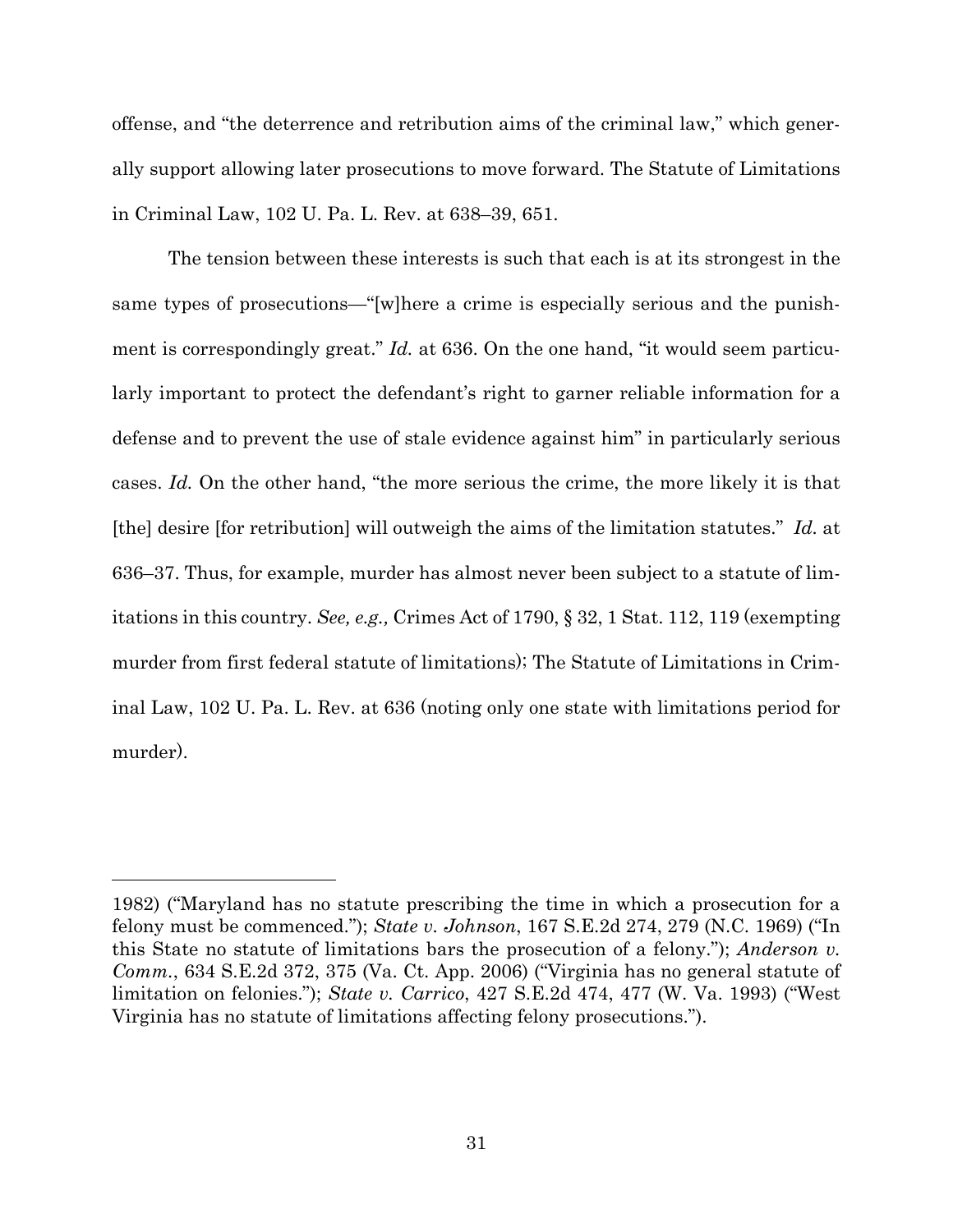offense, and "the deterrence and retribution aims of the criminal law," which generally support allowing later prosecutions to move forward. The Statute of Limitations in Criminal Law, 102 U. Pa. L. Rev. at 638–39, 651.

The tension between these interests is such that each is at its strongest in the same types of prosecutions—"[w]here a crime is especially serious and the punishment is correspondingly great." *Id.* at 636. On the one hand, "it would seem particularly important to protect the defendant's right to garner reliable information for a defense and to prevent the use of stale evidence against him" in particularly serious cases. *Id.* On the other hand, "the more serious the crime, the more likely it is that [the] desire [for retribution] will outweigh the aims of the limitation statutes." *Id.* at 636–37. Thus, for example, murder has almost never been subject to a statute of limitations in this country. *See, e.g.,* Crimes Act of 1790, § 32, 1 Stat. 112, 119 (exempting murder from first federal statute of limitations); The Statute of Limitations in Criminal Law, 102 U. Pa. L. Rev. at 636 (noting only one state with limitations period for murder).

---

1982) ("Maryland has no statute prescribing the time in which a prosecution for a felony must be commenced."); *State v. Johnson*, 167 S.E.2d 274, 279 (N.C. 1969) ("In this State no statute of limitations bars the prosecution of a felony."); *Anderson v. Comm.*, 634 S.E.2d 372, 375 (Va. Ct. App. 2006) ("Virginia has no general statute of limitation on felonies."); *State v. Carrico*, 427 S.E.2d 474, 477 (W. Va. 1993) ("West Virginia has no statute of limitations affecting felony prosecutions.").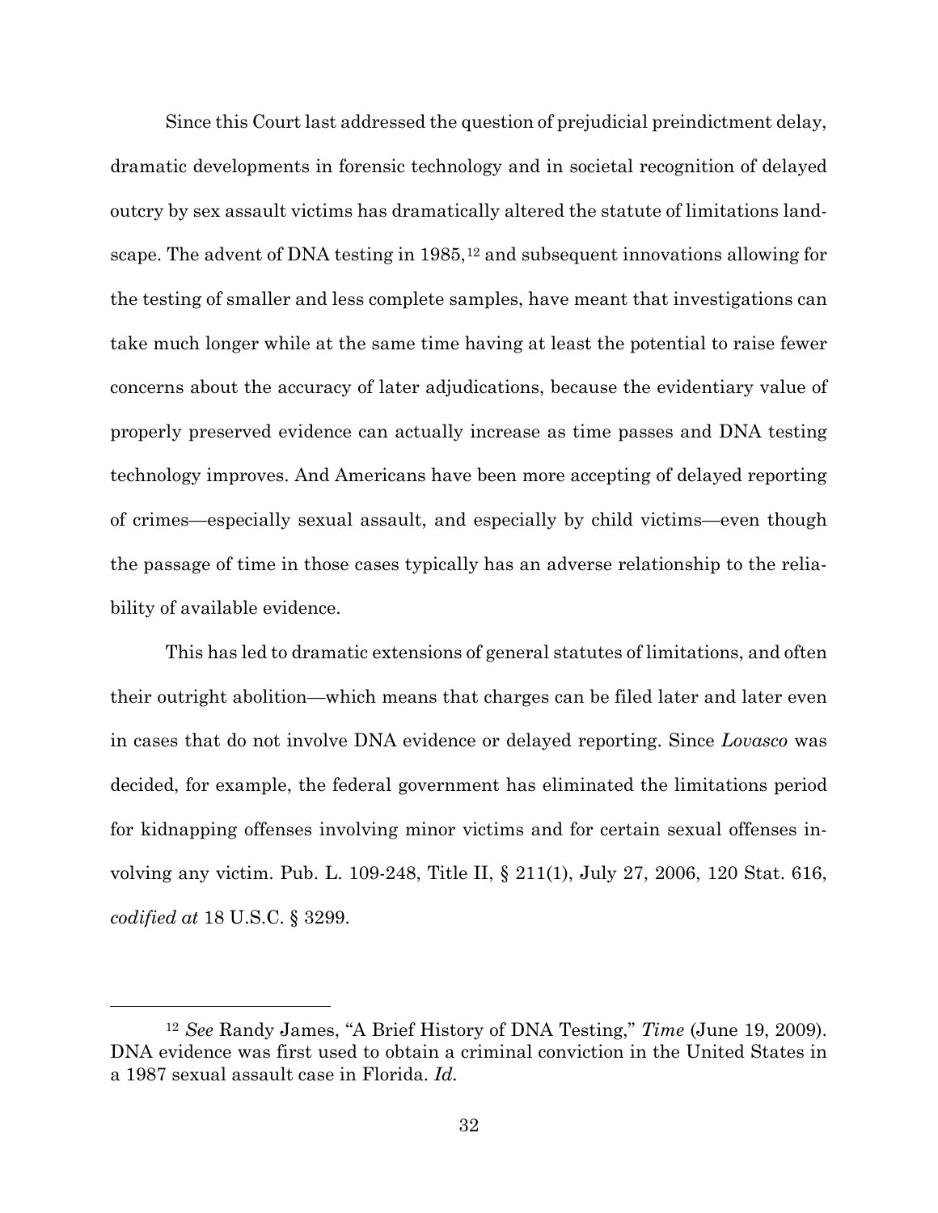Since this Court last addressed the question of prejudicial preindictment delay, dramatic developments in forensic technology and in societal recognition of delayed outcry by sex assault victims has dramatically altered the statute of limitations landscape. The advent of DNA testing in 1985,[12] and subsequent innovations allowing for the testing of smaller and less complete samples, have meant that investigations can take much longer while at the same time having at least the potential to raise fewer concerns about the accuracy of later adjudications, because the evidentiary value of properly preserved evidence can actually increase as time passes and DNA testing technology improves. And Americans have been more accepting of delayed reporting of crimes—especially sexual assault, and especially by child victims—even though the passage of time in those cases typically has an adverse relationship to the reliability of available evidence.

This has led to dramatic extensions of general statutes of limitations, and often their outright abolition—which means that charges can be filed later and later even in cases that do not involve DNA evidence or delayed reporting. Since *Lovasco* was decided, for example, the federal government has eliminated the limitations period for kidnapping offenses involving minor victims and for certain sexual offenses involving any victim. Pub. L. 109-248, Title II, § 211(1), July 27, 2006, 120 Stat. 616, *codified at* 18 U.S.C. § 3299.

---

[12] *See* Randy James, "A Brief History of DNA Testing," *Time* (June 19, 2009). DNA evidence was first used to obtain a criminal conviction in the United States in a 1987 sexual assault case in Florida. *Id.*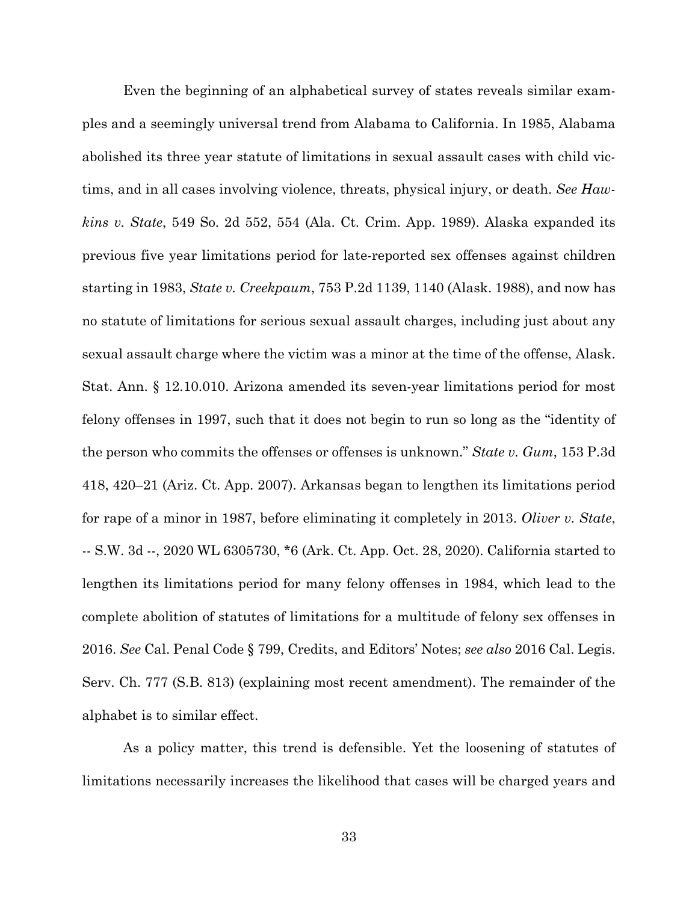Even the beginning of an alphabetical survey of states reveals similar examples and a seemingly universal trend from Alabama to California. In 1985, Alabama abolished its three year statute of limitations in sexual assault cases with child victims, and in all cases involving violence, threats, physical injury, or death. *See Hawkins v. State*, 549 So. 2d 552, 554 (Ala. Ct. Crim. App. 1989). Alaska expanded its previous five year limitations period for late-reported sex offenses against children starting in 1983, *State v. Creekpaum*, 753 P.2d 1139, 1140 (Alask. 1988), and now has no statute of limitations for serious sexual assault charges, including just about any sexual assault charge where the victim was a minor at the time of the offense, Alask. Stat. Ann. § 12.10.010. Arizona amended its seven-year limitations period for most felony offenses in 1997, such that it does not begin to run so long as the "identity of the person who commits the offenses or offenses is unknown." *State v. Gum*, 153 P.3d 418, 420–21 (Ariz. Ct. App. 2007). Arkansas began to lengthen its limitations period for rape of a minor in 1987, before eliminating it completely in 2013. *Oliver v. State*, -- S.W. 3d --, 2020 WL 6305730, *6 (Ark. Ct. App. Oct. 28, 2020). California started to lengthen its limitations period for many felony offenses in 1984, which lead to the complete abolition of statutes of limitations for a multitude of felony sex offenses in 2016. *See* Cal. Penal Code § 799, Credits, and Editors' Notes; *see also* 2016 Cal. Legis. Serv. Ch. 777 (S.B. 813) (explaining most recent amendment). The remainder of the alphabet is to similar effect.

As a policy matter, this trend is defensible. Yet the loosening of statutes of limitations necessarily increases the likelihood that cases will be charged years and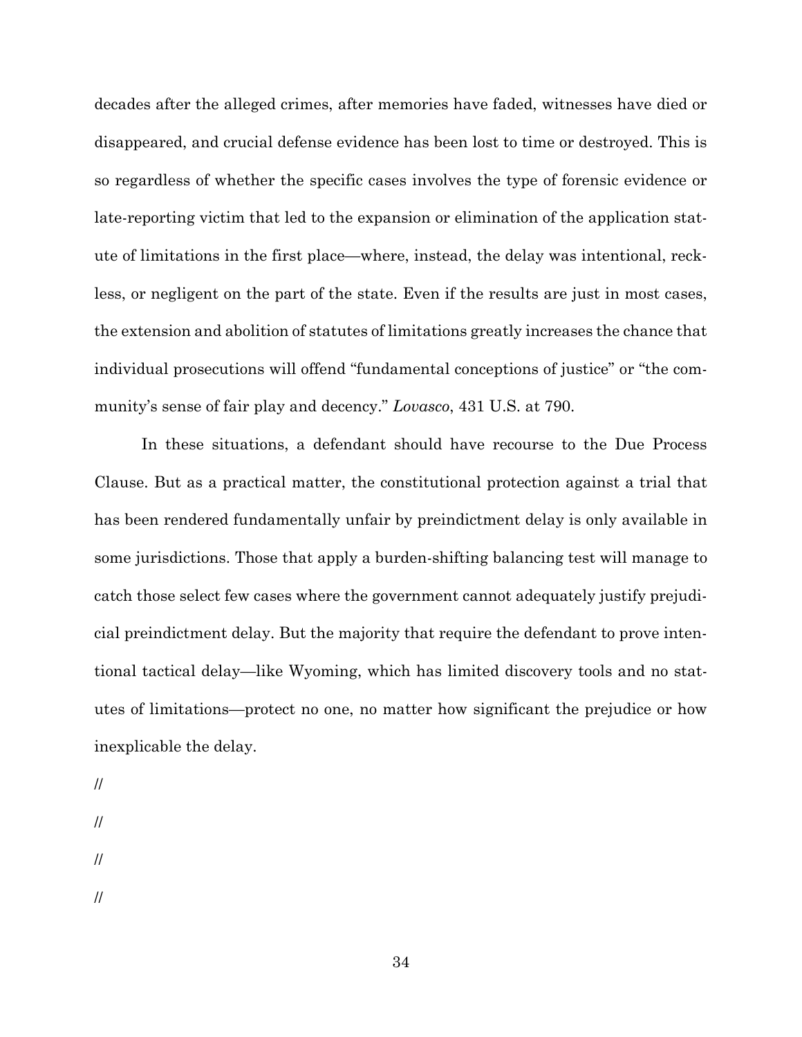decades after the alleged crimes, after memories have faded, witnesses have died or disappeared, and crucial defense evidence has been lost to time or destroyed. This is so regardless of whether the specific cases involves the type of forensic evidence or late-reporting victim that led to the expansion or elimination of the application statute of limitations in the first place—where, instead, the delay was intentional, reckless, or negligent on the part of the state. Even if the results are just in most cases, the extension and abolition of statutes of limitations greatly increases the chance that individual prosecutions will offend "fundamental conceptions of justice" or "the community's sense of fair play and decency." *Lovasco*, 431 U.S. at 790.

In these situations, a defendant should have recourse to the Due Process Clause. But as a practical matter, the constitutional protection against a trial that has been rendered fundamentally unfair by preindictment delay is only available in some jurisdictions. Those that apply a burden-shifting balancing test will manage to catch those select few cases where the government cannot adequately justify prejudicial preindictment delay. But the majority that require the defendant to prove intentional tactical delay—like Wyoming, which has limited discovery tools and no statutes of limitations—protect no one, no matter how significant the prejudice or how inexplicable the delay.

//

//

//

//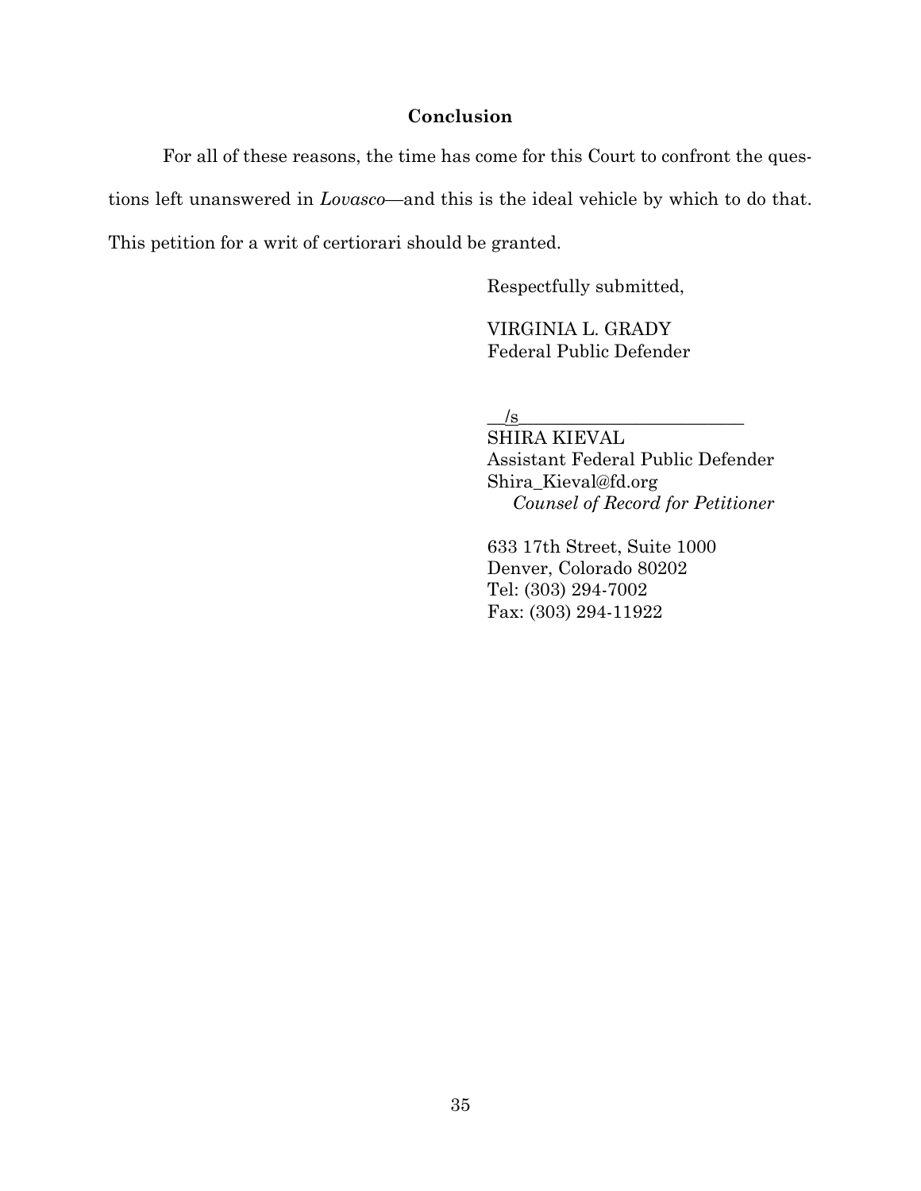## Conclusion

For all of these reasons, the time has come for this Court to confront the questions left unanswered in *Lovasco*—and this is the ideal vehicle by which to do that. This petition for a writ of certiorari should be granted.

Respectfully submitted,

VIRGINIA L. GRADY
Federal Public Defender

__/s_________________________
SHIRA KIEVAL
Assistant Federal Public Defender
Shira_Kieval@fd.org
*Counsel of Record for Petitioner*

633 17th Street, Suite 1000
Denver, Colorado 80202
Tel: (303) 294-7002
Fax: (303) 294-11922